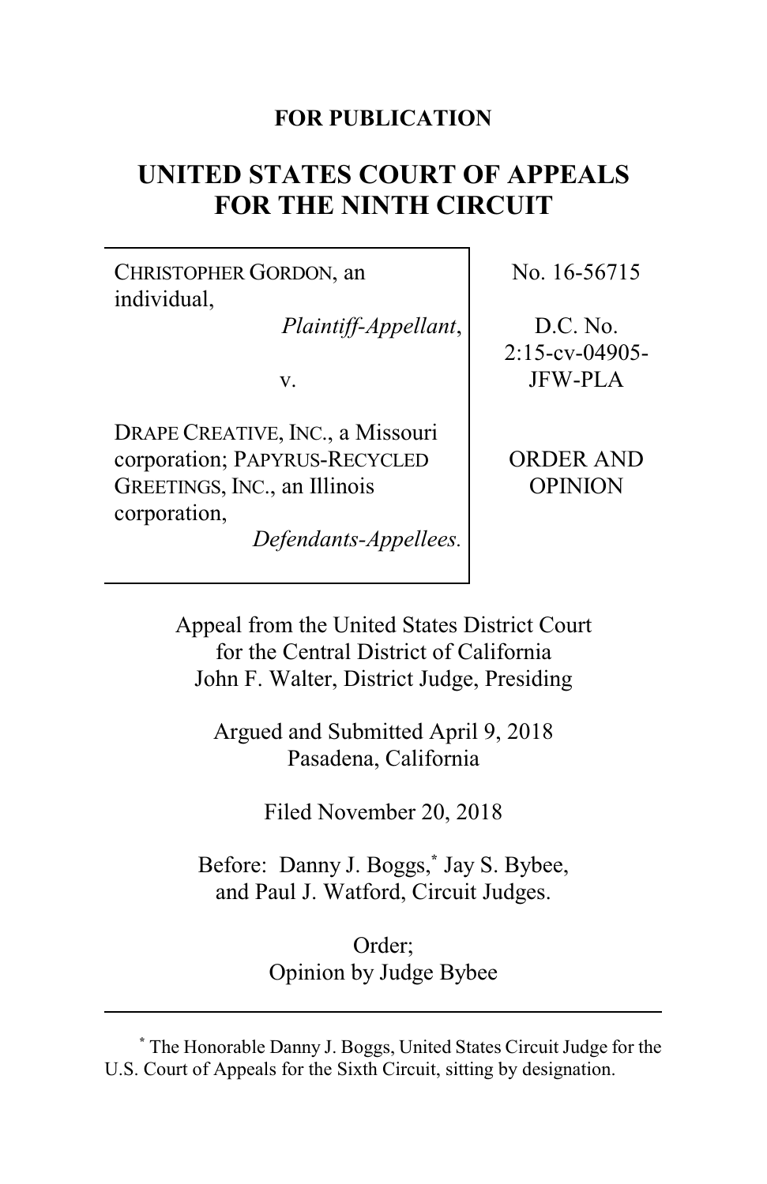**FOR PUBLICATION**

# UNITED STATES COURT OF APPEALS FOR THE NINTH CIRCUIT

| | |
|---|---|
| CHRISTOPHER GORDON, an individual, *Plaintiff-Appellant*, v. DRAPE CREATIVE, INC., a Missouri corporation; PAPYRUS-RECYCLED GREETINGS, INC., an Illinois corporation, *Defendants-Appellees.* | No. 16-56715 D.C. No. 2:15-cv-04905-JFW-PLA ORDER AND OPINION |

Appeal from the United States District Court for the Central District of California
John F. Walter, District Judge, Presiding

Argued and Submitted April 9, 2018
Pasadena, California

Filed November 20, 2018

Before: Danny J. Boggs,* Jay S. Bybee, and Paul J. Watford, Circuit Judges.

Order;
Opinion by Judge Bybee

---

* The Honorable Danny J. Boggs, United States Circuit Judge for the U.S. Court of Appeals for the Sixth Circuit, sitting by designation.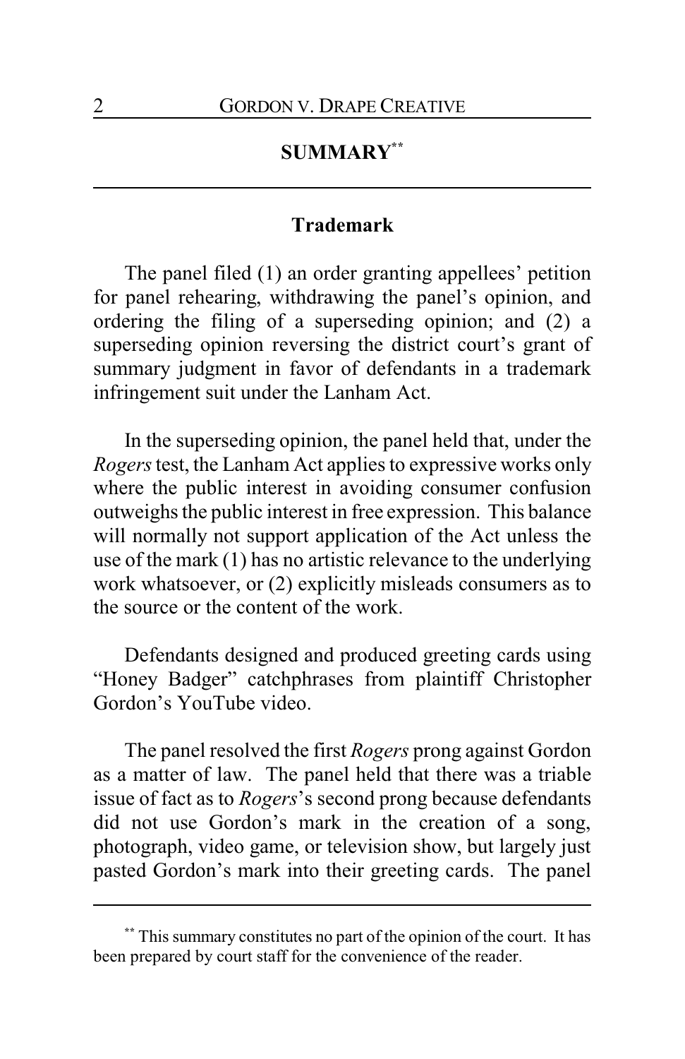## SUMMARY[**]

### Trademark

The panel filed (1) an order granting appellees' petition for panel rehearing, withdrawing the panel's opinion, and ordering the filing of a superseding opinion; and (2) a superseding opinion reversing the district court's grant of summary judgment in favor of defendants in a trademark infringement suit under the Lanham Act.

In the superseding opinion, the panel held that, under the *Rogers* test, the Lanham Act applies to expressive works only where the public interest in avoiding consumer confusion outweighs the public interest in free expression. This balance will normally not support application of the Act unless the use of the mark (1) has no artistic relevance to the underlying work whatsoever, or (2) explicitly misleads consumers as to the source or the content of the work.

Defendants designed and produced greeting cards using "Honey Badger" catchphrases from plaintiff Christopher Gordon's YouTube video.

The panel resolved the first *Rogers* prong against Gordon as a matter of law. The panel held that there was a triable issue of fact as to *Rogers*'s second prong because defendants did not use Gordon's mark in the creation of a song, photograph, video game, or television show, but largely just pasted Gordon's mark into their greeting cards. The panel

---

[**] This summary constitutes no part of the opinion of the court. It has been prepared by court staff for the convenience of the reader.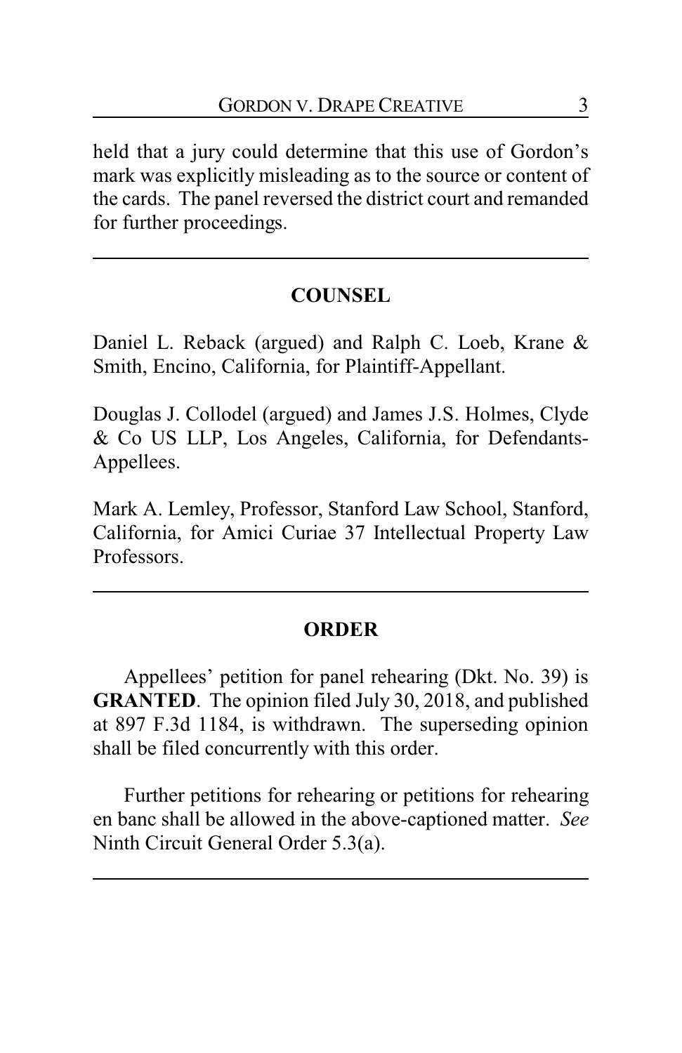held that a jury could determine that this use of Gordon's mark was explicitly misleading as to the source or content of the cards. The panel reversed the district court and remanded for further proceedings.

---

## COUNSEL

Daniel L. Reback (argued) and Ralph C. Loeb, Krane & Smith, Encino, California, for Plaintiff-Appellant.

Douglas J. Collodel (argued) and James J.S. Holmes, Clyde & Co US LLP, Los Angeles, California, for Defendants-Appellees.

Mark A. Lemley, Professor, Stanford Law School, Stanford, California, for Amici Curiae 37 Intellectual Property Law Professors.

---

## ORDER

Appellees' petition for panel rehearing (Dkt. No. 39) is **GRANTED**. The opinion filed July 30, 2018, and published at 897 F.3d 1184, is withdrawn. The superseding opinion shall be filed concurrently with this order.

Further petitions for rehearing or petitions for rehearing en banc shall be allowed in the above-captioned matter. *See* Ninth Circuit General Order 5.3(a).

---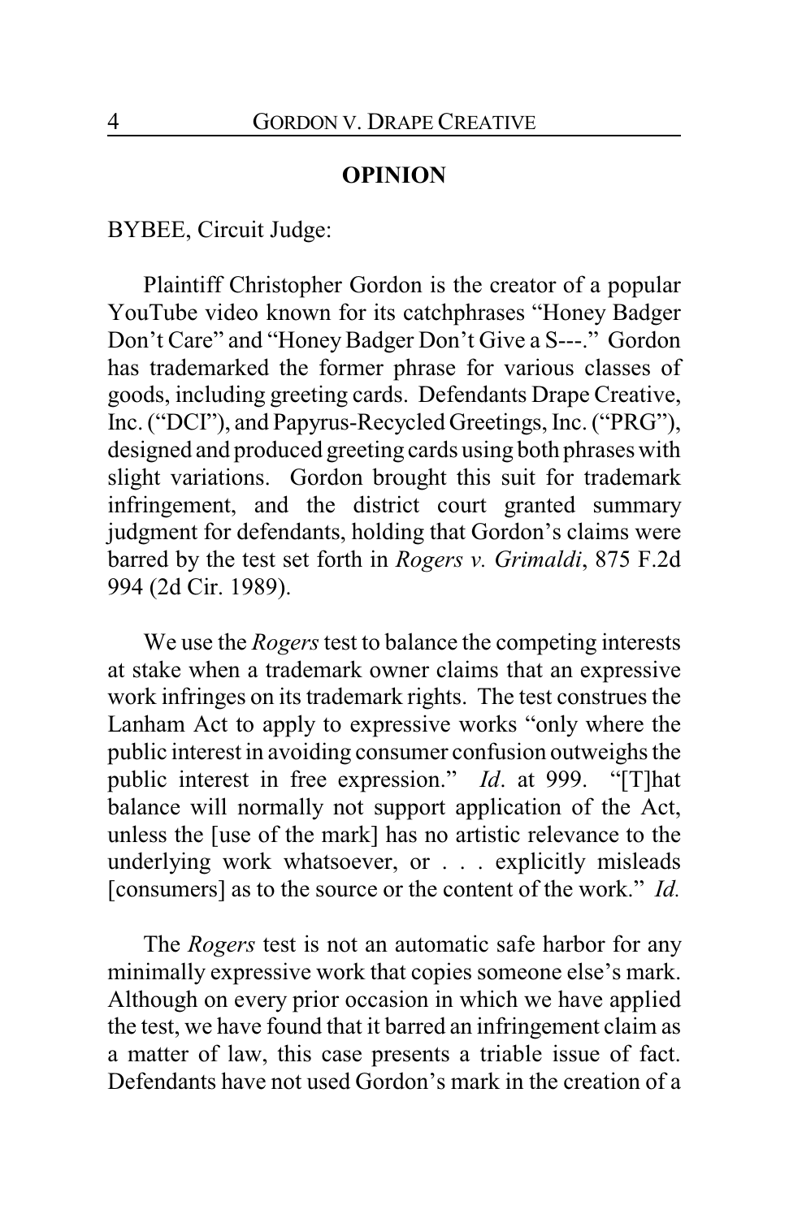**OPINION**

BYBEE, Circuit Judge:

Plaintiff Christopher Gordon is the creator of a popular YouTube video known for its catchphrases "Honey Badger Don't Care" and "Honey Badger Don't Give a S---." Gordon has trademarked the former phrase for various classes of goods, including greeting cards. Defendants Drape Creative, Inc. ("DCI"), and Papyrus-Recycled Greetings, Inc. ("PRG"), designed and produced greeting cards using both phrases with slight variations. Gordon brought this suit for trademark infringement, and the district court granted summary judgment for defendants, holding that Gordon's claims were barred by the test set forth in *Rogers v. Grimaldi*, 875 F.2d 994 (2d Cir. 1989).

We use the *Rogers* test to balance the competing interests at stake when a trademark owner claims that an expressive work infringes on its trademark rights. The test construes the Lanham Act to apply to expressive works "only where the public interest in avoiding consumer confusion outweighs the public interest in free expression." *Id*. at 999. "[T]hat balance will normally not support application of the Act, unless the [use of the mark] has no artistic relevance to the underlying work whatsoever, or . . . explicitly misleads [consumers] as to the source or the content of the work." *Id.*

The *Rogers* test is not an automatic safe harbor for any minimally expressive work that copies someone else's mark. Although on every prior occasion in which we have applied the test, we have found that it barred an infringement claim as a matter of law, this case presents a triable issue of fact. Defendants have not used Gordon's mark in the creation of a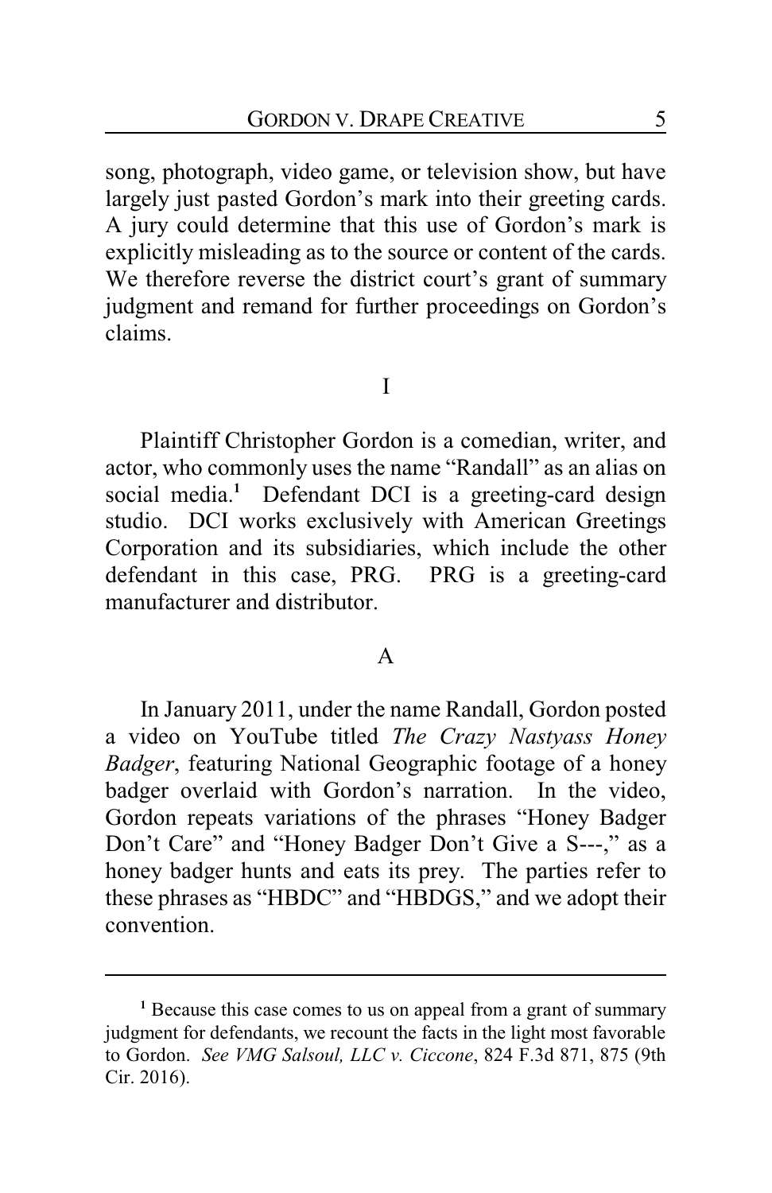song, photograph, video game, or television show, but have largely just pasted Gordon's mark into their greeting cards. A jury could determine that this use of Gordon's mark is explicitly misleading as to the source or content of the cards. We therefore reverse the district court's grant of summary judgment and remand for further proceedings on Gordon's claims.

# I

Plaintiff Christopher Gordon is a comedian, writer, and actor, who commonly uses the name "Randall" as an alias on social media.[1] Defendant DCI is a greeting-card design studio. DCI works exclusively with American Greetings Corporation and its subsidiaries, which include the other defendant in this case, PRG. PRG is a greeting-card manufacturer and distributor.

## A

In January 2011, under the name Randall, Gordon posted a video on YouTube titled *The Crazy Nastyass Honey Badger*, featuring National Geographic footage of a honey badger overlaid with Gordon's narration. In the video, Gordon repeats variations of the phrases "Honey Badger Don't Care" and "Honey Badger Don't Give a S---," as a honey badger hunts and eats its prey. The parties refer to these phrases as "HBDC" and "HBDGS," and we adopt their convention.

---

[1] Because this case comes to us on appeal from a grant of summary judgment for defendants, we recount the facts in the light most favorable to Gordon. *See VMG Salsoul, LLC v. Ciccone*, 824 F.3d 871, 875 (9th Cir. 2016).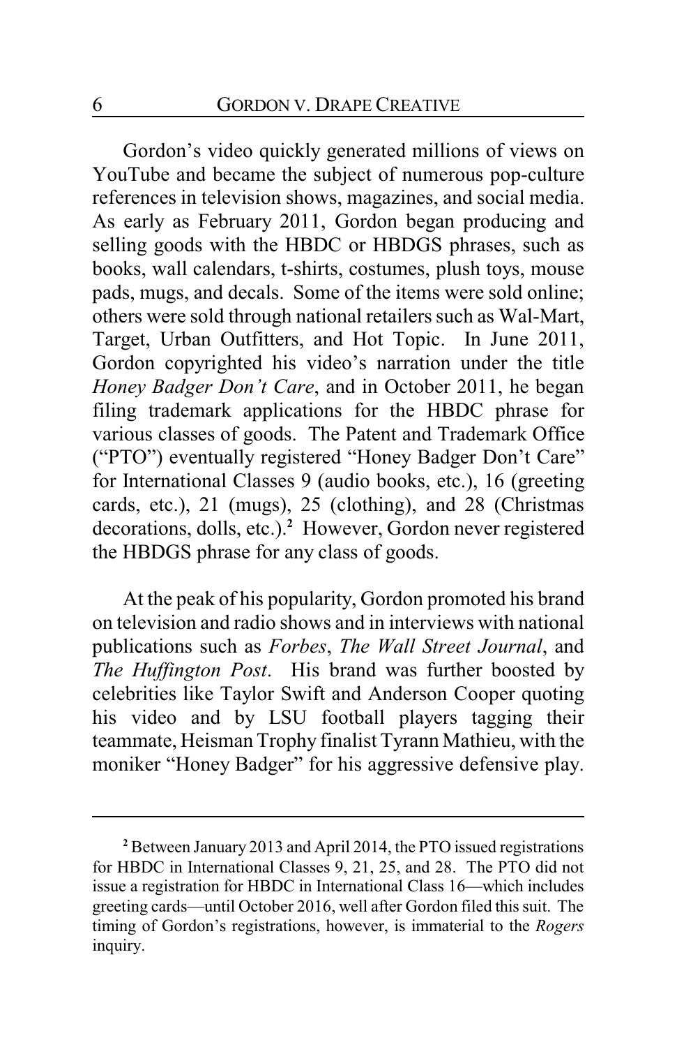Gordon's video quickly generated millions of views on YouTube and became the subject of numerous pop-culture references in television shows, magazines, and social media. As early as February 2011, Gordon began producing and selling goods with the HBDC or HBDGS phrases, such as books, wall calendars, t-shirts, costumes, plush toys, mouse pads, mugs, and decals. Some of the items were sold online; others were sold through national retailers such as Wal-Mart, Target, Urban Outfitters, and Hot Topic. In June 2011, Gordon copyrighted his video's narration under the title *Honey Badger Don't Care*, and in October 2011, he began filing trademark applications for the HBDC phrase for various classes of goods. The Patent and Trademark Office ("PTO") eventually registered "Honey Badger Don't Care" for International Classes 9 (audio books, etc.), 16 (greeting cards, etc.), 21 (mugs), 25 (clothing), and 28 (Christmas decorations, dolls, etc.).[2] However, Gordon never registered the HBDGS phrase for any class of goods.

At the peak of his popularity, Gordon promoted his brand on television and radio shows and in interviews with national publications such as *Forbes*, *The Wall Street Journal*, and *The Huffington Post*. His brand was further boosted by celebrities like Taylor Swift and Anderson Cooper quoting his video and by LSU football players tagging their teammate, Heisman Trophy finalist Tyrann Mathieu, with the moniker "Honey Badger" for his aggressive defensive play.

---

[2] Between January 2013 and April 2014, the PTO issued registrations for HBDC in International Classes 9, 21, 25, and 28. The PTO did not issue a registration for HBDC in International Class 16—which includes greeting cards—until October 2016, well after Gordon filed this suit. The timing of Gordon's registrations, however, is immaterial to the *Rogers* inquiry.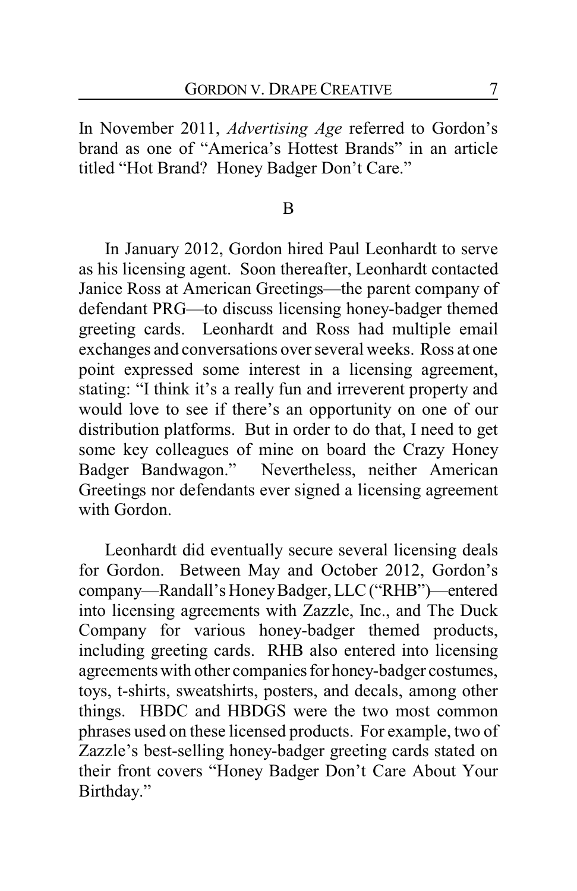In November 2011, *Advertising Age* referred to Gordon's brand as one of "America's Hottest Brands" in an article titled "Hot Brand? Honey Badger Don't Care."

## B

In January 2012, Gordon hired Paul Leonhardt to serve as his licensing agent. Soon thereafter, Leonhardt contacted Janice Ross at American Greetings—the parent company of defendant PRG—to discuss licensing honey-badger themed greeting cards. Leonhardt and Ross had multiple email exchanges and conversations over several weeks. Ross at one point expressed some interest in a licensing agreement, stating: "I think it's a really fun and irreverent property and would love to see if there's an opportunity on one of our distribution platforms. But in order to do that, I need to get some key colleagues of mine on board the Crazy Honey Badger Bandwagon." Nevertheless, neither American Greetings nor defendants ever signed a licensing agreement with Gordon.

Leonhardt did eventually secure several licensing deals for Gordon. Between May and October 2012, Gordon's company—Randall's Honey Badger, LLC ("RHB")—entered into licensing agreements with Zazzle, Inc., and The Duck Company for various honey-badger themed products, including greeting cards. RHB also entered into licensing agreements with other companies for honey-badger costumes, toys, t-shirts, sweatshirts, posters, and decals, among other things. HBDC and HBDGS were the two most common phrases used on these licensed products. For example, two of Zazzle's best-selling honey-badger greeting cards stated on their front covers "Honey Badger Don't Care About Your Birthday."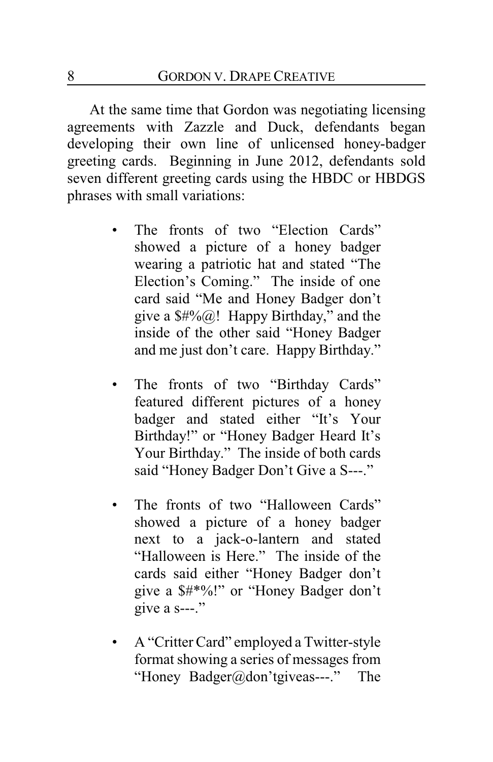At the same time that Gordon was negotiating licensing agreements with Zazzle and Duck, defendants began developing their own line of unlicensed honey-badger greeting cards. Beginning in June 2012, defendants sold seven different greeting cards using the HBDC or HBDGS phrases with small variations:

- The fronts of two "Election Cards" showed a picture of a honey badger wearing a patriotic hat and stated "The Election's Coming." The inside of one card said "Me and Honey Badger don't give a $#%@! Happy Birthday," and the inside of the other said "Honey Badger and me just don't care. Happy Birthday."

- The fronts of two "Birthday Cards" featured different pictures of a honey badger and stated either "It's Your Birthday!" or "Honey Badger Heard It's Your Birthday." The inside of both cards said "Honey Badger Don't Give a S---."

- The fronts of two "Halloween Cards" showed a picture of a honey badger next to a jack-o-lantern and stated "Halloween is Here." The inside of the cards said either "Honey Badger don't give a $#*%!" or "Honey Badger don't give a s---."

- A "Critter Card" employed a Twitter-style format showing a series of messages from "Honey Badger@don'tgiveas---." The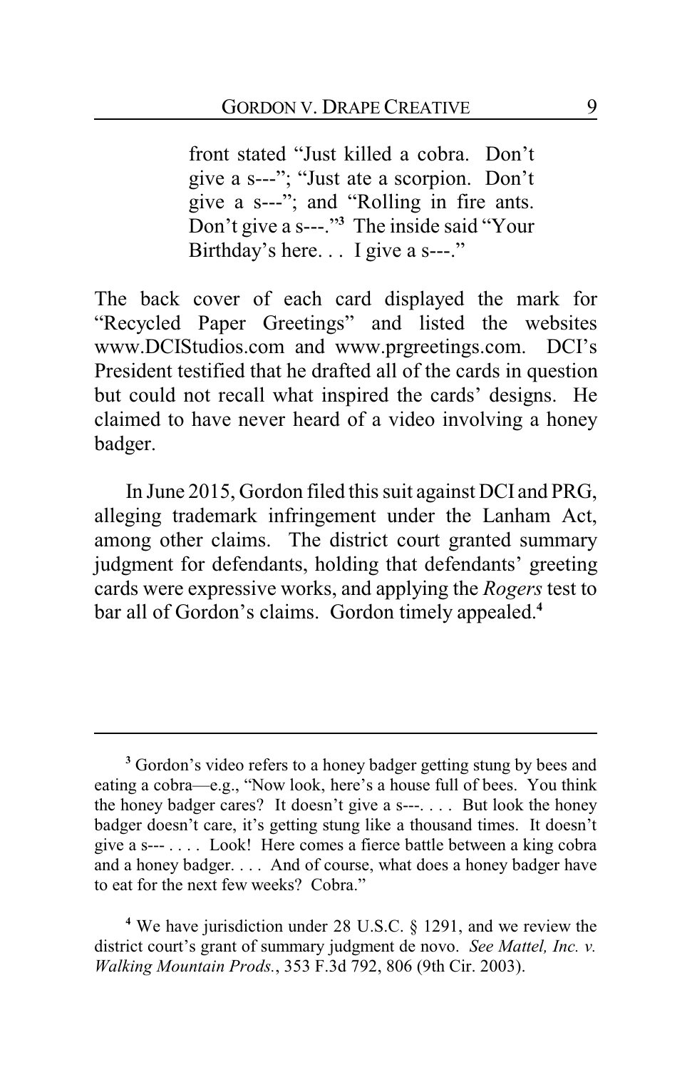> front stated "Just killed a cobra. Don't give a s---"; "Just ate a scorpion. Don't give a s---"; and "Rolling in fire ants. Don't give a s---."[3] The inside said "Your Birthday's here. . . I give a s---."

The back cover of each card displayed the mark for "Recycled Paper Greetings" and listed the websites www.DCIStudios.com and www.prgreetings.com. DCI's President testified that he drafted all of the cards in question but could not recall what inspired the cards' designs. He claimed to have never heard of a video involving a honey badger.

In June 2015, Gordon filed this suit against DCI and PRG, alleging trademark infringement under the Lanham Act, among other claims. The district court granted summary judgment for defendants, holding that defendants' greeting cards were expressive works, and applying the *Rogers* test to bar all of Gordon's claims. Gordon timely appealed.[4]

---

[3] Gordon's video refers to a honey badger getting stung by bees and eating a cobra—e.g., "Now look, here's a house full of bees. You think the honey badger cares? It doesn't give a s---. . . . But look the honey badger doesn't care, it's getting stung like a thousand times. It doesn't give a s--- . . . . Look! Here comes a fierce battle between a king cobra and a honey badger. . . . And of course, what does a honey badger have to eat for the next few weeks? Cobra."

[4] We have jurisdiction under 28 U.S.C. § 1291, and we review the district court's grant of summary judgment de novo. *See Mattel, Inc. v. Walking Mountain Prods.*, 353 F.3d 792, 806 (9th Cir. 2003).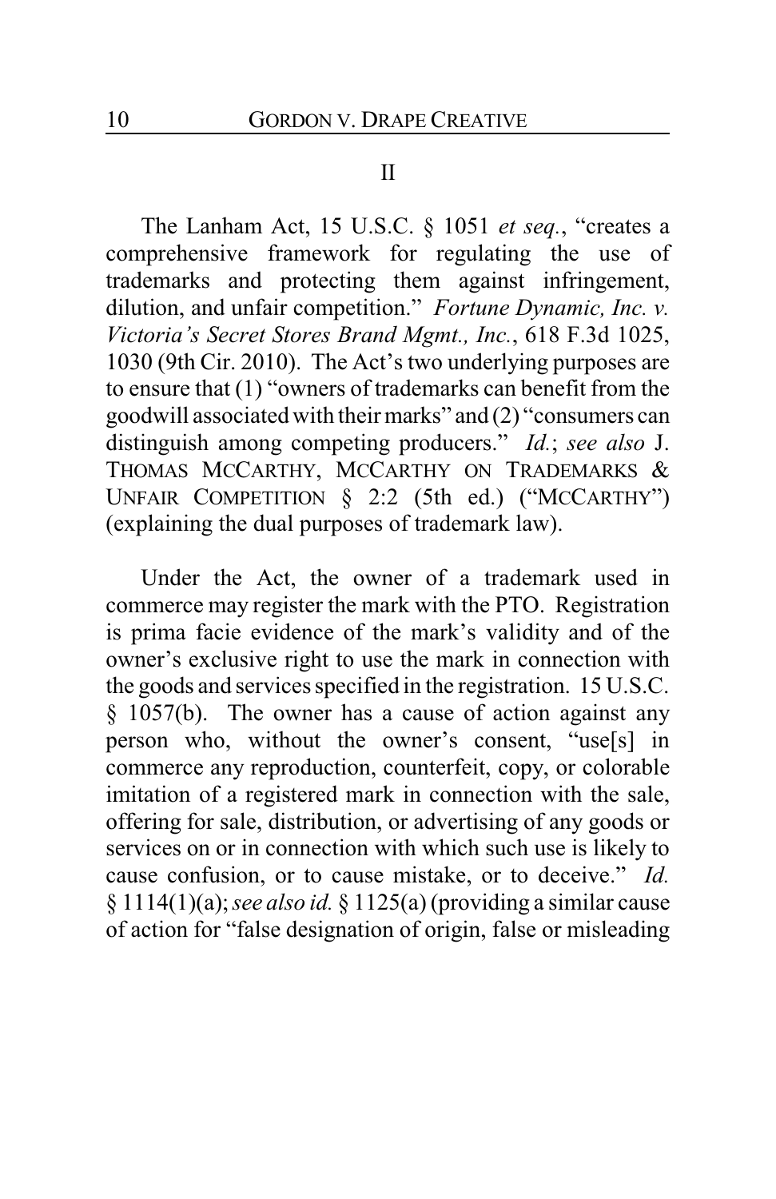## II

The Lanham Act, 15 U.S.C. § 1051 *et seq.*, "creates a comprehensive framework for regulating the use of trademarks and protecting them against infringement, dilution, and unfair competition." *Fortune Dynamic, Inc. v. Victoria's Secret Stores Brand Mgmt., Inc.*, 618 F.3d 1025, 1030 (9th Cir. 2010). The Act's two underlying purposes are to ensure that (1) "owners of trademarks can benefit from the goodwill associated with their marks" and (2) "consumers can distinguish among competing producers." *Id.*; *see also* J. THOMAS MCCARTHY, MCCARTHY ON TRADEMARKS & UNFAIR COMPETITION § 2:2 (5th ed.) ("MCCARTHY") (explaining the dual purposes of trademark law).

Under the Act, the owner of a trademark used in commerce may register the mark with the PTO. Registration is prima facie evidence of the mark's validity and of the owner's exclusive right to use the mark in connection with the goods and services specified in the registration. 15 U.S.C. § 1057(b). The owner has a cause of action against any person who, without the owner's consent, "use[s] in commerce any reproduction, counterfeit, copy, or colorable imitation of a registered mark in connection with the sale, offering for sale, distribution, or advertising of any goods or services on or in connection with which such use is likely to cause confusion, or to cause mistake, or to deceive." *Id.* § 1114(1)(a); *see also id.* § 1125(a) (providing a similar cause of action for "false designation of origin, false or misleading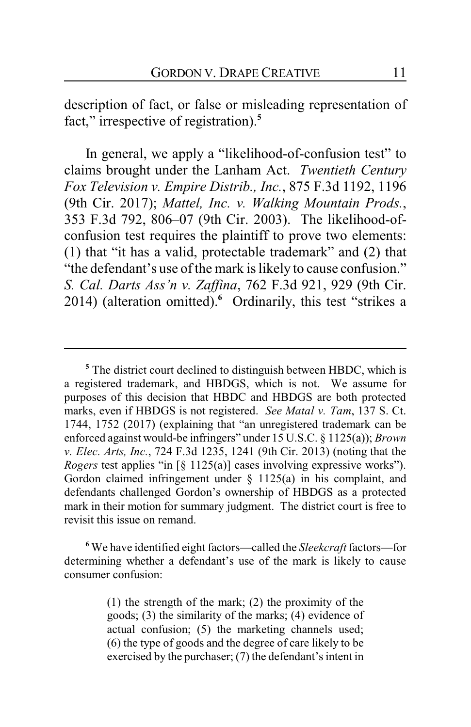description of fact, or false or misleading representation of fact," irrespective of registration).[5]

In general, we apply a "likelihood-of-confusion test" to claims brought under the Lanham Act. *Twentieth Century Fox Television v. Empire Distrib., Inc.*, 875 F.3d 1192, 1196 (9th Cir. 2017); *Mattel, Inc. v. Walking Mountain Prods.*, 353 F.3d 792, 806–07 (9th Cir. 2003). The likelihood-of-confusion test requires the plaintiff to prove two elements: (1) that "it has a valid, protectable trademark" and (2) that "the defendant's use of the mark is likely to cause confusion." *S. Cal. Darts Ass'n v. Zaffina*, 762 F.3d 921, 929 (9th Cir. 2014) (alteration omitted).[6] Ordinarily, this test "strikes a

---

[5] The district court declined to distinguish between HBDC, which is a registered trademark, and HBDGS, which is not. We assume for purposes of this decision that HBDC and HBDGS are both protected marks, even if HBDGS is not registered. *See Matal v. Tam*, 137 S. Ct. 1744, 1752 (2017) (explaining that "an unregistered trademark can be enforced against would-be infringers" under 15 U.S.C. § 1125(a)); *Brown v. Elec. Arts, Inc.*, 724 F.3d 1235, 1241 (9th Cir. 2013) (noting that the *Rogers* test applies "in [§ 1125(a)] cases involving expressive works"). Gordon claimed infringement under § 1125(a) in his complaint, and defendants challenged Gordon's ownership of HBDGS as a protected mark in their motion for summary judgment. The district court is free to revisit this issue on remand.

[6] We have identified eight factors—called the *Sleekcraft* factors—for determining whether a defendant's use of the mark is likely to cause consumer confusion:

> (1) the strength of the mark; (2) the proximity of the goods; (3) the similarity of the marks; (4) evidence of actual confusion; (5) the marketing channels used; (6) the type of goods and the degree of care likely to be exercised by the purchaser; (7) the defendant's intent in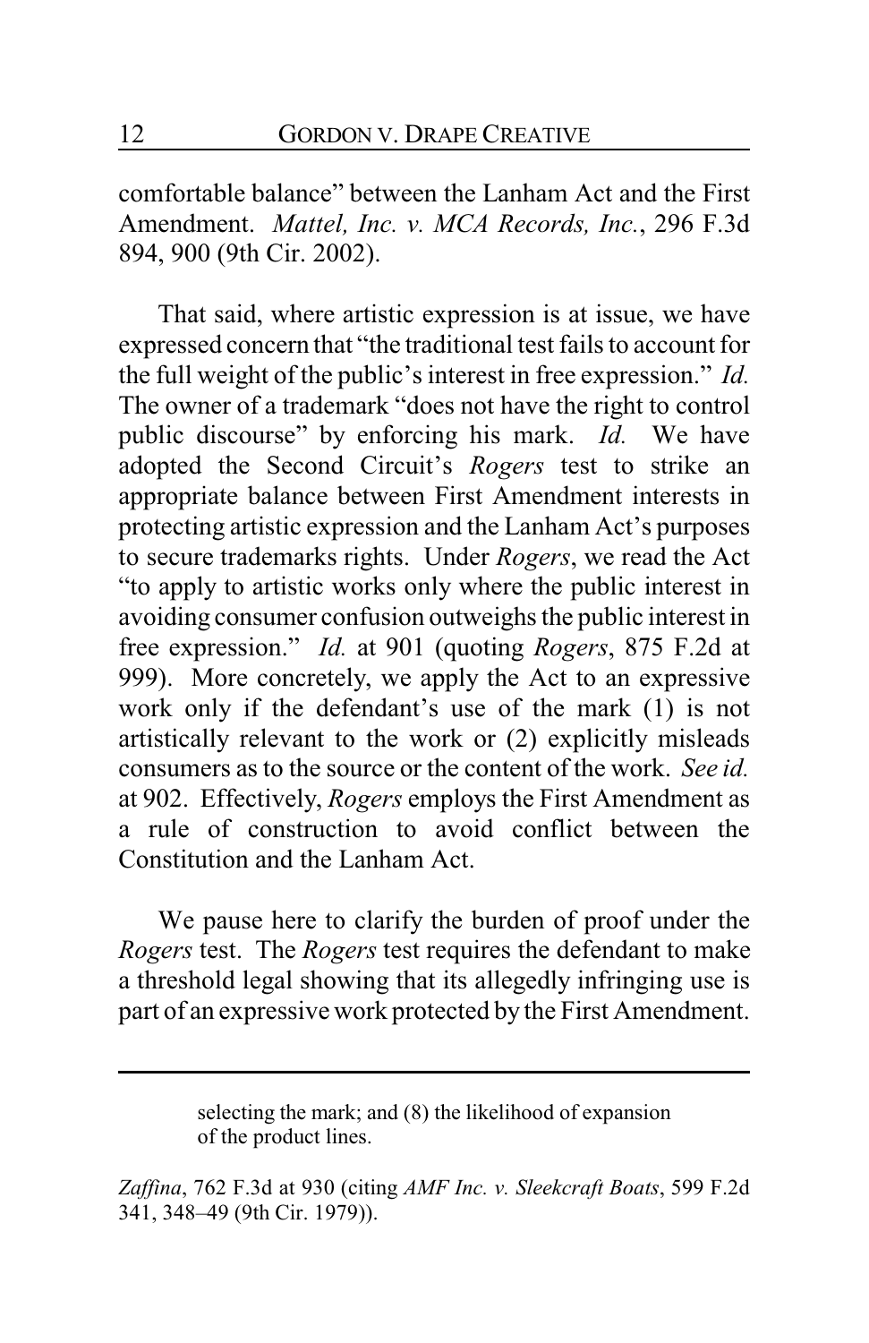comfortable balance" between the Lanham Act and the First Amendment. *Mattel, Inc. v. MCA Records, Inc.*, 296 F.3d 894, 900 (9th Cir. 2002).

That said, where artistic expression is at issue, we have expressed concern that "the traditional test fails to account for the full weight of the public's interest in free expression." *Id.* The owner of a trademark "does not have the right to control public discourse" by enforcing his mark. *Id.* We have adopted the Second Circuit's *Rogers* test to strike an appropriate balance between First Amendment interests in protecting artistic expression and the Lanham Act's purposes to secure trademarks rights. Under *Rogers*, we read the Act "to apply to artistic works only where the public interest in avoiding consumer confusion outweighs the public interest in free expression." *Id.* at 901 (quoting *Rogers*, 875 F.2d at 999). More concretely, we apply the Act to an expressive work only if the defendant's use of the mark (1) is not artistically relevant to the work or (2) explicitly misleads consumers as to the source or the content of the work. *See id.* at 902. Effectively, *Rogers* employs the First Amendment as a rule of construction to avoid conflict between the Constitution and the Lanham Act.

We pause here to clarify the burden of proof under the *Rogers* test. The *Rogers* test requires the defendant to make a threshold legal showing that its allegedly infringing use is part of an expressive work protected by the First Amendment.

---

selecting the mark; and (8) the likelihood of expansion of the product lines.

*Zaffina*, 762 F.3d at 930 (citing *AMF Inc. v. Sleekcraft Boats*, 599 F.2d 341, 348–49 (9th Cir. 1979)).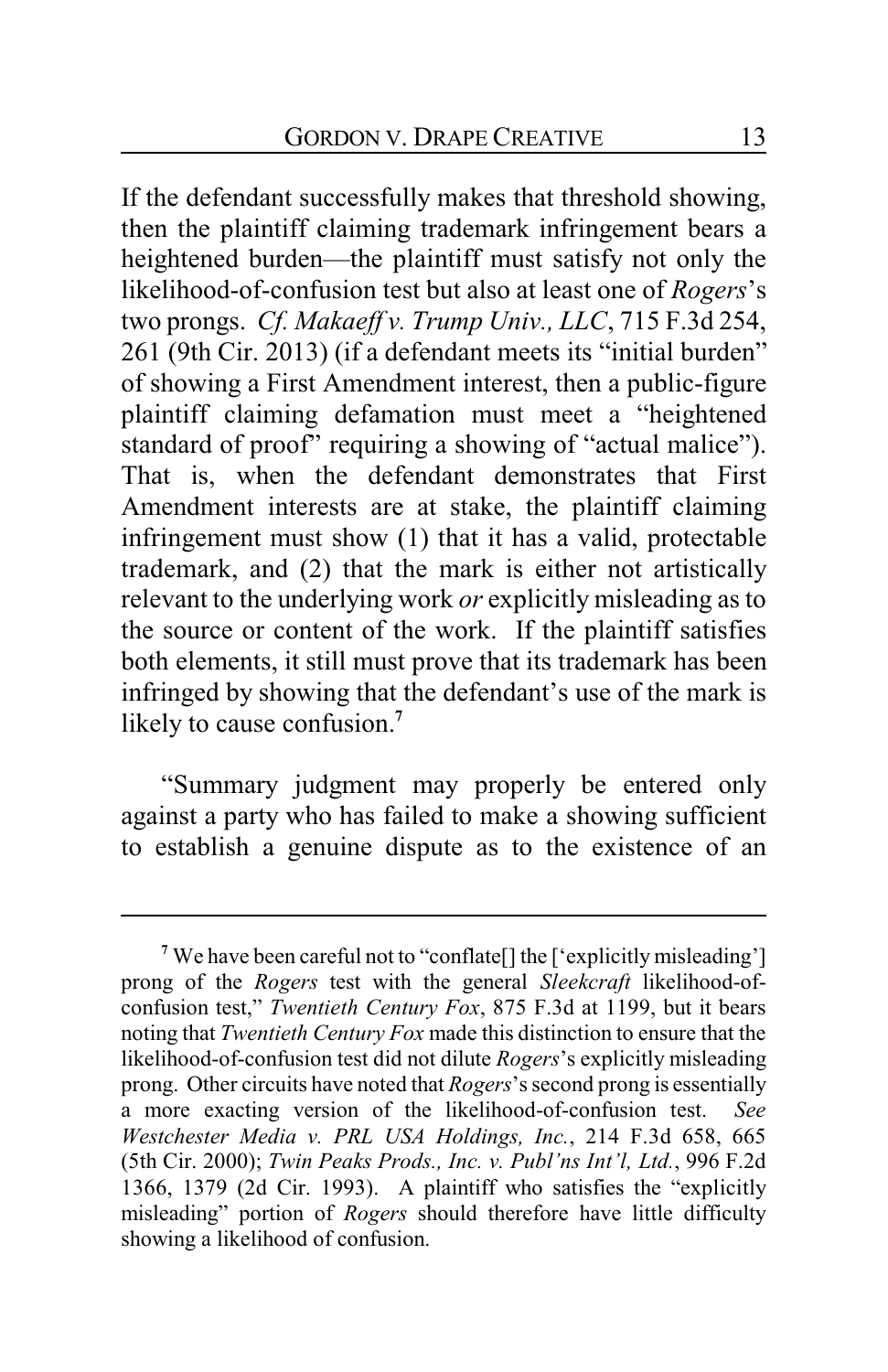If the defendant successfully makes that threshold showing, then the plaintiff claiming trademark infringement bears a heightened burden—the plaintiff must satisfy not only the likelihood-of-confusion test but also at least one of *Rogers*'s two prongs. *Cf. Makaeff v. Trump Univ., LLC*, 715 F.3d 254, 261 (9th Cir. 2013) (if a defendant meets its "initial burden" of showing a First Amendment interest, then a public-figure plaintiff claiming defamation must meet a "heightened standard of proof" requiring a showing of "actual malice"). That is, when the defendant demonstrates that First Amendment interests are at stake, the plaintiff claiming infringement must show (1) that it has a valid, protectable trademark, and (2) that the mark is either not artistically relevant to the underlying work *or* explicitly misleading as to the source or content of the work. If the plaintiff satisfies both elements, it still must prove that its trademark has been infringed by showing that the defendant's use of the mark is likely to cause confusion.[7]

"Summary judgment may properly be entered only against a party who has failed to make a showing sufficient to establish a genuine dispute as to the existence of an

---

[7] We have been careful not to "conflate[] the ['explicitly misleading'] prong of the *Rogers* test with the general *Sleekcraft* likelihood-of-confusion test," *Twentieth Century Fox*, 875 F.3d at 1199, but it bears noting that *Twentieth Century Fox* made this distinction to ensure that the likelihood-of-confusion test did not dilute *Rogers*'s explicitly misleading prong. Other circuits have noted that *Rogers*'s second prong is essentially a more exacting version of the likelihood-of-confusion test. *See Westchester Media v. PRL USA Holdings, Inc.*, 214 F.3d 658, 665 (5th Cir. 2000); *Twin Peaks Prods., Inc. v. Publ'ns Int'l, Ltd.*, 996 F.2d 1366, 1379 (2d Cir. 1993). A plaintiff who satisfies the "explicitly misleading" portion of *Rogers* should therefore have little difficulty showing a likelihood of confusion.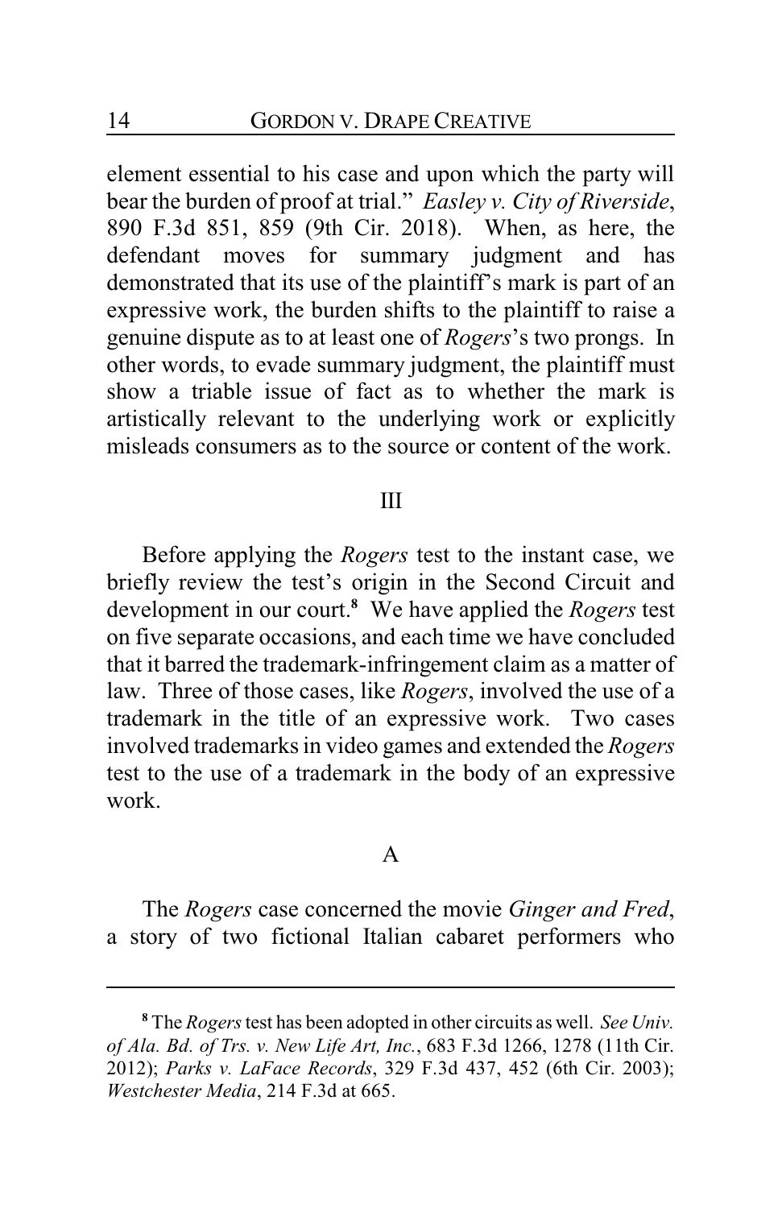element essential to his case and upon which the party will bear the burden of proof at trial." *Easley v. City of Riverside*, 890 F.3d 851, 859 (9th Cir. 2018). When, as here, the defendant moves for summary judgment and has demonstrated that its use of the plaintiff's mark is part of an expressive work, the burden shifts to the plaintiff to raise a genuine dispute as to at least one of *Rogers*'s two prongs. In other words, to evade summary judgment, the plaintiff must show a triable issue of fact as to whether the mark is artistically relevant to the underlying work or explicitly misleads consumers as to the source or content of the work.

## III

Before applying the *Rogers* test to the instant case, we briefly review the test's origin in the Second Circuit and development in our court.[8] We have applied the *Rogers* test on five separate occasions, and each time we have concluded that it barred the trademark-infringement claim as a matter of law. Three of those cases, like *Rogers*, involved the use of a trademark in the title of an expressive work. Two cases involved trademarks in video games and extended the *Rogers* test to the use of a trademark in the body of an expressive work.

### A

The *Rogers* case concerned the movie *Ginger and Fred*, a story of two fictional Italian cabaret performers who

---

[8] The *Rogers* test has been adopted in other circuits as well. *See Univ. of Ala. Bd. of Trs. v. New Life Art, Inc.*, 683 F.3d 1266, 1278 (11th Cir. 2012); *Parks v. LaFace Records*, 329 F.3d 437, 452 (6th Cir. 2003); *Westchester Media*, 214 F.3d at 665.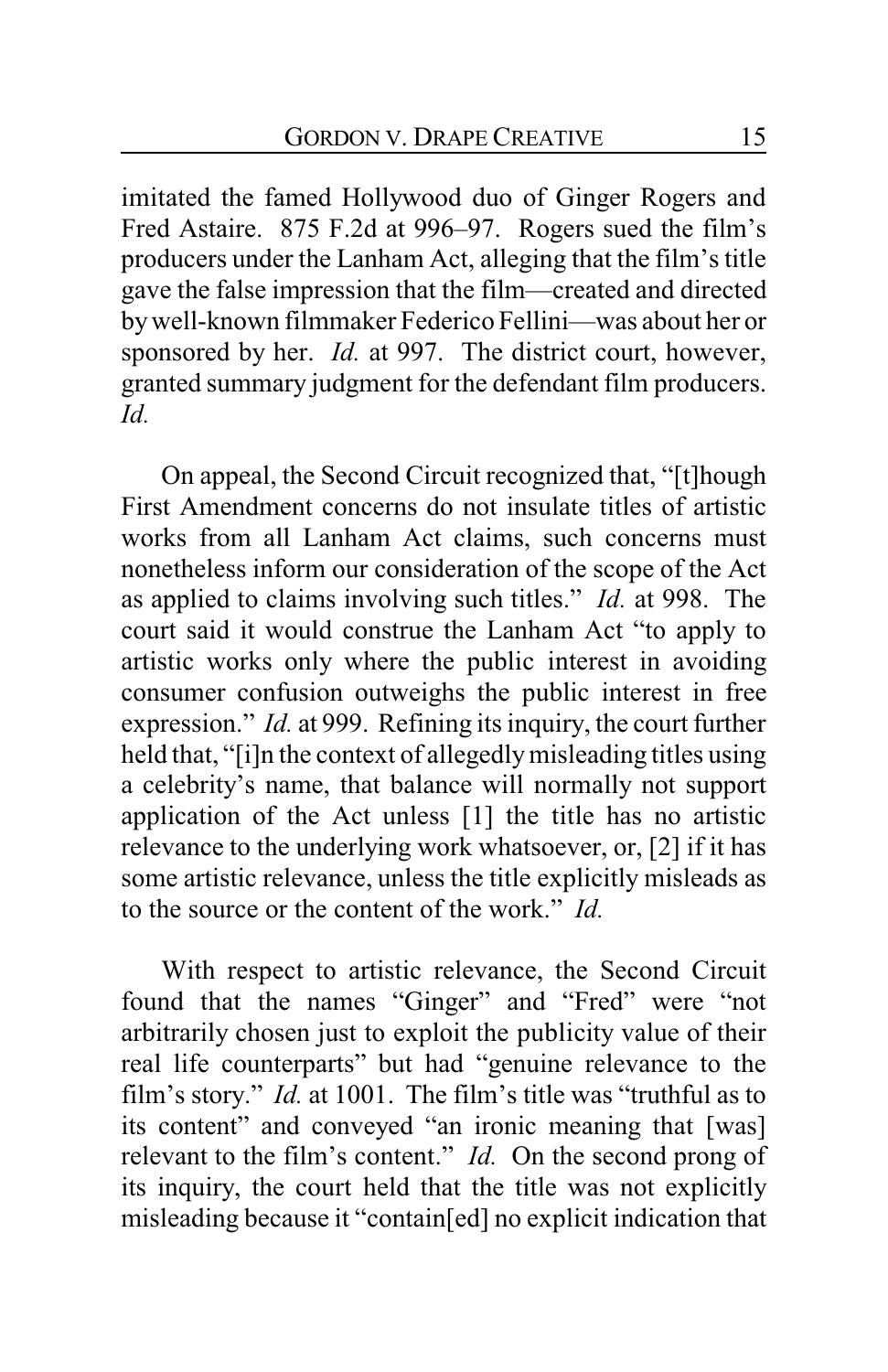imitated the famed Hollywood duo of Ginger Rogers and Fred Astaire. 875 F.2d at 996–97. Rogers sued the film's producers under the Lanham Act, alleging that the film's title gave the false impression that the film—created and directed by well-known filmmaker Federico Fellini—was about her or sponsored by her. *Id.* at 997. The district court, however, granted summary judgment for the defendant film producers. *Id.*

On appeal, the Second Circuit recognized that, "[t]hough First Amendment concerns do not insulate titles of artistic works from all Lanham Act claims, such concerns must nonetheless inform our consideration of the scope of the Act as applied to claims involving such titles." *Id.* at 998. The court said it would construe the Lanham Act "to apply to artistic works only where the public interest in avoiding consumer confusion outweighs the public interest in free expression." *Id.* at 999. Refining its inquiry, the court further held that, "[i]n the context of allegedly misleading titles using a celebrity's name, that balance will normally not support application of the Act unless [1] the title has no artistic relevance to the underlying work whatsoever, or, [2] if it has some artistic relevance, unless the title explicitly misleads as to the source or the content of the work." *Id.*

With respect to artistic relevance, the Second Circuit found that the names "Ginger" and "Fred" were "not arbitrarily chosen just to exploit the publicity value of their real life counterparts" but had "genuine relevance to the film's story." *Id.* at 1001. The film's title was "truthful as to its content" and conveyed "an ironic meaning that [was] relevant to the film's content." *Id.* On the second prong of its inquiry, the court held that the title was not explicitly misleading because it "contain[ed] no explicit indication that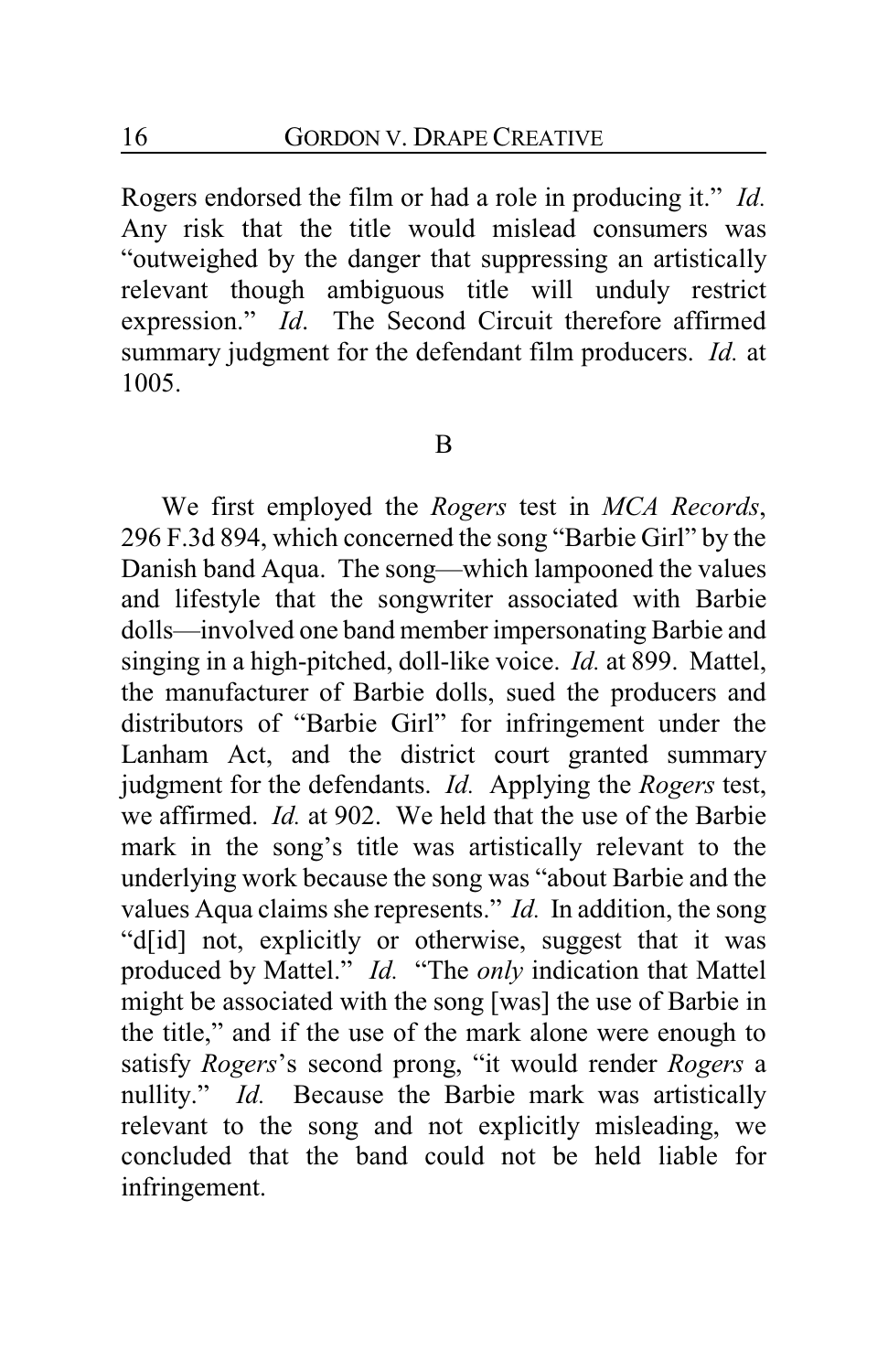Rogers endorsed the film or had a role in producing it." *Id.* Any risk that the title would mislead consumers was "outweighed by the danger that suppressing an artistically relevant though ambiguous title will unduly restrict expression." *Id*. The Second Circuit therefore affirmed summary judgment for the defendant film producers. *Id.* at 1005.

## B

We first employed the *Rogers* test in *MCA Records*, 296 F.3d 894, which concerned the song "Barbie Girl" by the Danish band Aqua. The song—which lampooned the values and lifestyle that the songwriter associated with Barbie dolls—involved one band member impersonating Barbie and singing in a high-pitched, doll-like voice. *Id.* at 899. Mattel, the manufacturer of Barbie dolls, sued the producers and distributors of "Barbie Girl" for infringement under the Lanham Act, and the district court granted summary judgment for the defendants. *Id.* Applying the *Rogers* test, we affirmed. *Id.* at 902. We held that the use of the Barbie mark in the song's title was artistically relevant to the underlying work because the song was "about Barbie and the values Aqua claims she represents." *Id.* In addition, the song "d[id] not, explicitly or otherwise, suggest that it was produced by Mattel." *Id.* "The *only* indication that Mattel might be associated with the song [was] the use of Barbie in the title," and if the use of the mark alone were enough to satisfy *Rogers*'s second prong, "it would render *Rogers* a nullity." *Id.* Because the Barbie mark was artistically relevant to the song and not explicitly misleading, we concluded that the band could not be held liable for infringement.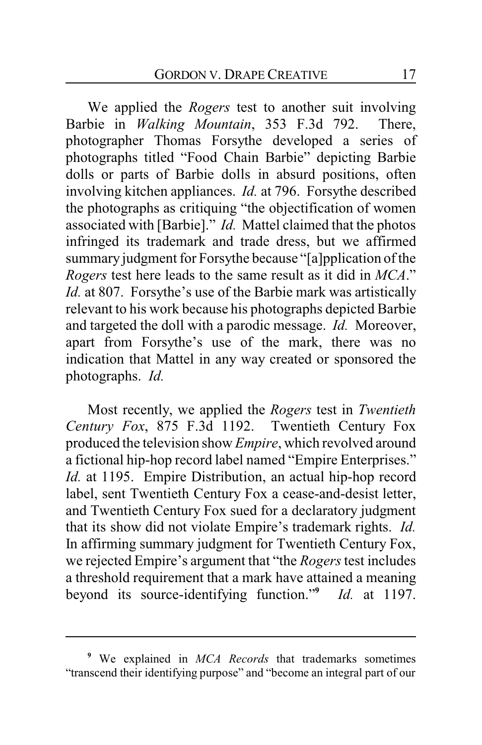We applied the *Rogers* test to another suit involving Barbie in *Walking Mountain*, 353 F.3d 792. There, photographer Thomas Forsythe developed a series of photographs titled "Food Chain Barbie" depicting Barbie dolls or parts of Barbie dolls in absurd positions, often involving kitchen appliances. *Id.* at 796. Forsythe described the photographs as critiquing "the objectification of women associated with [Barbie]." *Id.* Mattel claimed that the photos infringed its trademark and trade dress, but we affirmed summary judgment for Forsythe because "[a]pplication of the *Rogers* test here leads to the same result as it did in *MCA*." *Id.* at 807. Forsythe's use of the Barbie mark was artistically relevant to his work because his photographs depicted Barbie and targeted the doll with a parodic message. *Id.* Moreover, apart from Forsythe's use of the mark, there was no indication that Mattel in any way created or sponsored the photographs. *Id.*

Most recently, we applied the *Rogers* test in *Twentieth Century Fox*, 875 F.3d 1192. Twentieth Century Fox produced the television show *Empire*, which revolved around a fictional hip-hop record label named "Empire Enterprises." *Id.* at 1195. Empire Distribution, an actual hip-hop record label, sent Twentieth Century Fox a cease-and-desist letter, and Twentieth Century Fox sued for a declaratory judgment that its show did not violate Empire's trademark rights. *Id.* In affirming summary judgment for Twentieth Century Fox, we rejected Empire's argument that "the *Rogers* test includes a threshold requirement that a mark have attained a meaning beyond its source-identifying function."[9] *Id.* at 1197.

---

[9] We explained in *MCA Records* that trademarks sometimes "transcend their identifying purpose" and "become an integral part of our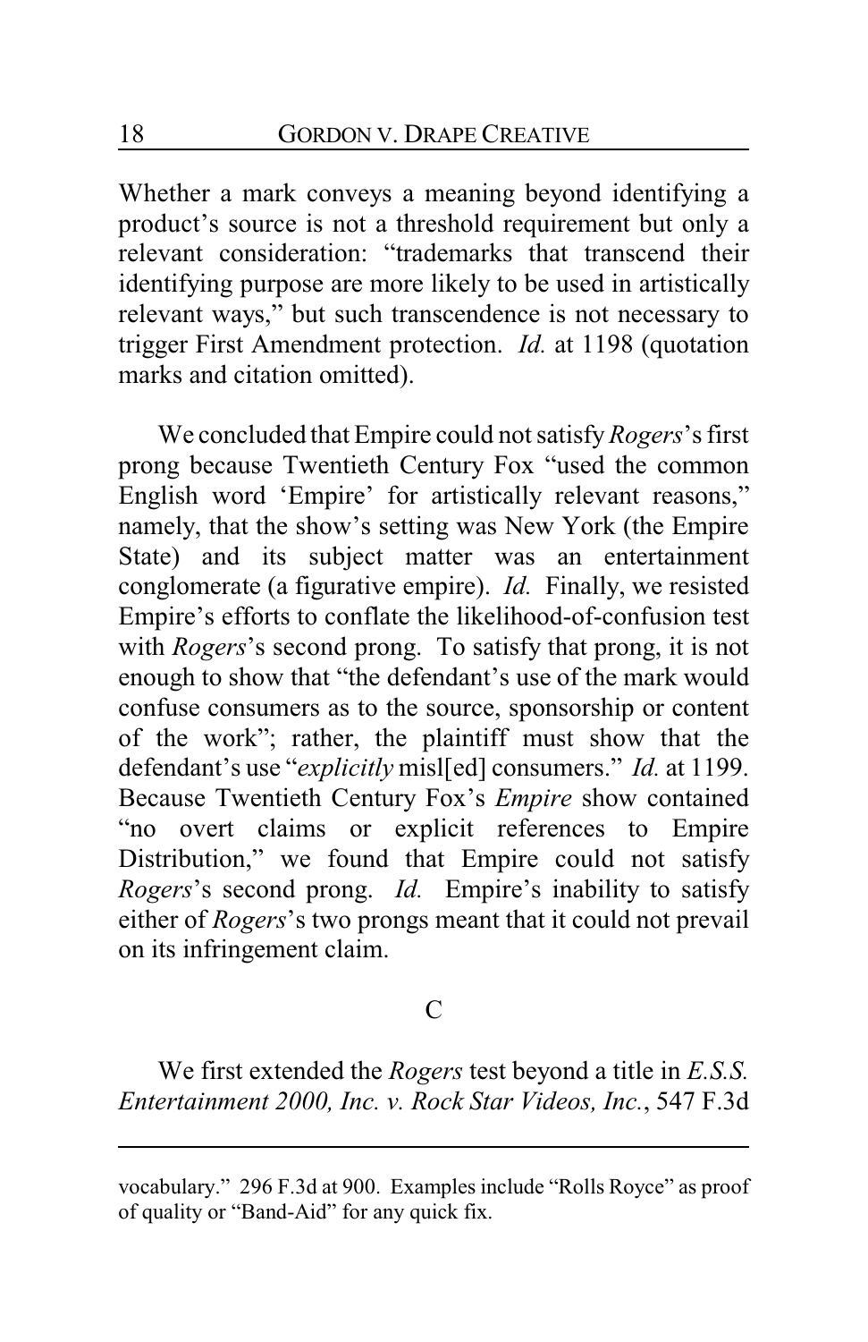Whether a mark conveys a meaning beyond identifying a product's source is not a threshold requirement but only a relevant consideration: "trademarks that transcend their identifying purpose are more likely to be used in artistically relevant ways," but such transcendence is not necessary to trigger First Amendment protection. *Id.* at 1198 (quotation marks and citation omitted).

We concluded that Empire could not satisfy *Rogers*'s first prong because Twentieth Century Fox "used the common English word 'Empire' for artistically relevant reasons," namely, that the show's setting was New York (the Empire State) and its subject matter was an entertainment conglomerate (a figurative empire). *Id.* Finally, we resisted Empire's efforts to conflate the likelihood-of-confusion test with *Rogers*'s second prong. To satisfy that prong, it is not enough to show that "the defendant's use of the mark would confuse consumers as to the source, sponsorship or content of the work"; rather, the plaintiff must show that the defendant's use "*explicitly* misl[ed] consumers." *Id.* at 1199. Because Twentieth Century Fox's *Empire* show contained "no overt claims or explicit references to Empire Distribution," we found that Empire could not satisfy *Rogers*'s second prong. *Id.* Empire's inability to satisfy either of *Rogers*'s two prongs meant that it could not prevail on its infringement claim.

### C

We first extended the *Rogers* test beyond a title in *E.S.S. Entertainment 2000, Inc. v. Rock Star Videos, Inc.*, 547 F.3d

---

vocabulary." 296 F.3d at 900. Examples include "Rolls Royce" as proof of quality or "Band-Aid" for any quick fix.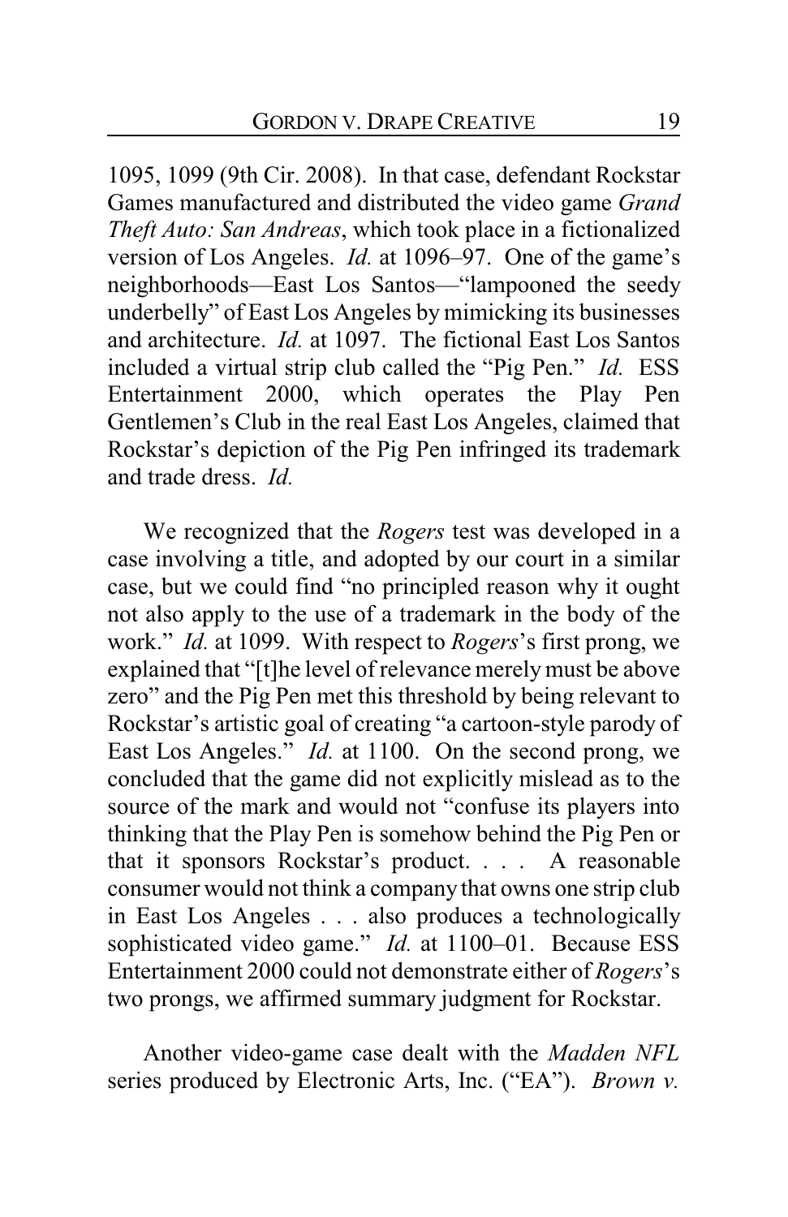1095, 1099 (9th Cir. 2008). In that case, defendant Rockstar Games manufactured and distributed the video game *Grand Theft Auto: San Andreas*, which took place in a fictionalized version of Los Angeles. *Id.* at 1096–97. One of the game's neighborhoods—East Los Santos—"lampooned the seedy underbelly" of East Los Angeles by mimicking its businesses and architecture. *Id.* at 1097. The fictional East Los Santos included a virtual strip club called the "Pig Pen." *Id.* ESS Entertainment 2000, which operates the Play Pen Gentlemen's Club in the real East Los Angeles, claimed that Rockstar's depiction of the Pig Pen infringed its trademark and trade dress. *Id.*

We recognized that the *Rogers* test was developed in a case involving a title, and adopted by our court in a similar case, but we could find "no principled reason why it ought not also apply to the use of a trademark in the body of the work." *Id.* at 1099. With respect to *Rogers*'s first prong, we explained that "[t]he level of relevance merely must be above zero" and the Pig Pen met this threshold by being relevant to Rockstar's artistic goal of creating "a cartoon-style parody of East Los Angeles." *Id.* at 1100. On the second prong, we concluded that the game did not explicitly mislead as to the source of the mark and would not "confuse its players into thinking that the Play Pen is somehow behind the Pig Pen or that it sponsors Rockstar's product. . . . A reasonable consumer would not think a company that owns one strip club in East Los Angeles . . . also produces a technologically sophisticated video game." *Id.* at 1100–01. Because ESS Entertainment 2000 could not demonstrate either of *Rogers*'s two prongs, we affirmed summary judgment for Rockstar.

Another video-game case dealt with the *Madden NFL* series produced by Electronic Arts, Inc. ("EA"). *Brown v.*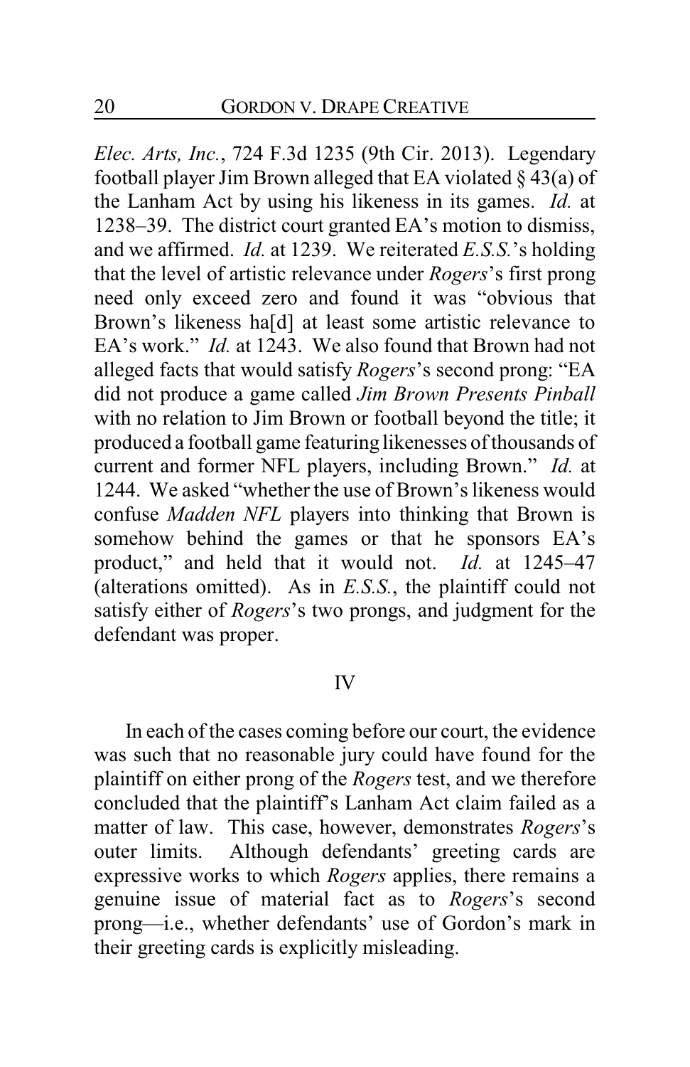*Elec. Arts, Inc.*, 724 F.3d 1235 (9th Cir. 2013). Legendary football player Jim Brown alleged that EA violated § 43(a) of the Lanham Act by using his likeness in its games. *Id.* at 1238–39. The district court granted EA's motion to dismiss, and we affirmed. *Id.* at 1239. We reiterated *E.S.S.*'s holding that the level of artistic relevance under *Rogers*'s first prong need only exceed zero and found it was "obvious that Brown's likeness ha[d] at least some artistic relevance to EA's work." *Id.* at 1243. We also found that Brown had not alleged facts that would satisfy *Rogers*'s second prong: "EA did not produce a game called *Jim Brown Presents Pinball* with no relation to Jim Brown or football beyond the title; it produced a football game featuring likenesses of thousands of current and former NFL players, including Brown." *Id.* at 1244. We asked "whether the use of Brown's likeness would confuse *Madden NFL* players into thinking that Brown is somehow behind the games or that he sponsors EA's product," and held that it would not. *Id.* at 1245–47 (alterations omitted). As in *E.S.S.*, the plaintiff could not satisfy either of *Rogers*'s two prongs, and judgment for the defendant was proper.

## IV

In each of the cases coming before our court, the evidence was such that no reasonable jury could have found for the plaintiff on either prong of the *Rogers* test, and we therefore concluded that the plaintiff's Lanham Act claim failed as a matter of law. This case, however, demonstrates *Rogers*'s outer limits. Although defendants' greeting cards are expressive works to which *Rogers* applies, there remains a genuine issue of material fact as to *Rogers*'s second prong—i.e., whether defendants' use of Gordon's mark in their greeting cards is explicitly misleading.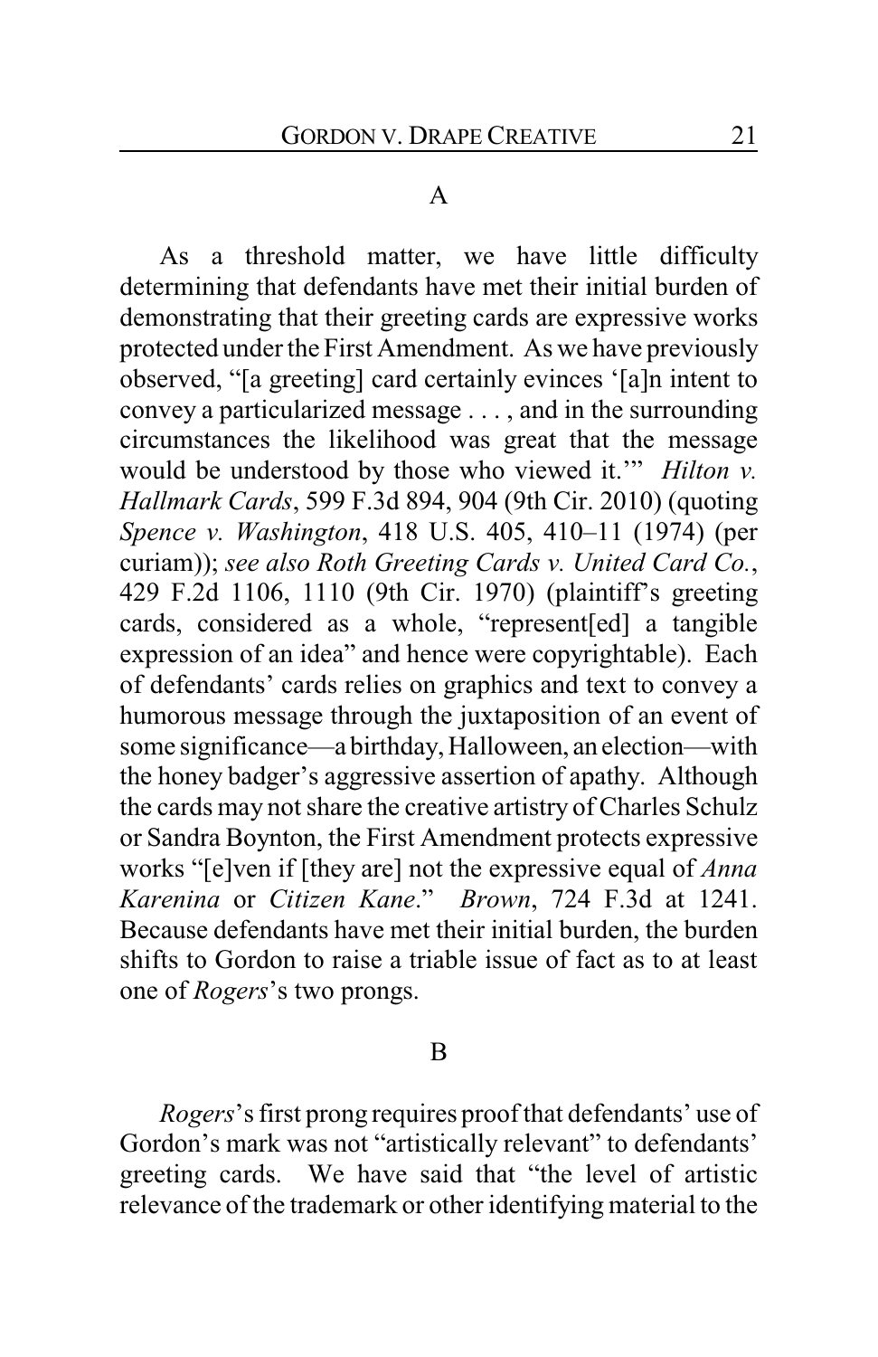### A

As a threshold matter, we have little difficulty determining that defendants have met their initial burden of demonstrating that their greeting cards are expressive works protected under the First Amendment. As we have previously observed, "[a greeting] card certainly evinces '[a]n intent to convey a particularized message . . . , and in the surrounding circumstances the likelihood was great that the message would be understood by those who viewed it.'" *Hilton v. Hallmark Cards*, 599 F.3d 894, 904 (9th Cir. 2010) (quoting *Spence v. Washington*, 418 U.S. 405, 410–11 (1974) (per curiam)); *see also Roth Greeting Cards v. United Card Co.*, 429 F.2d 1106, 1110 (9th Cir. 1970) (plaintiff's greeting cards, considered as a whole, "represent[ed] a tangible expression of an idea" and hence were copyrightable). Each of defendants' cards relies on graphics and text to convey a humorous message through the juxtaposition of an event of some significance—a birthday, Halloween, an election—with the honey badger's aggressive assertion of apathy. Although the cards may not share the creative artistry of Charles Schulz or Sandra Boynton, the First Amendment protects expressive works "[e]ven if [they are] not the expressive equal of *Anna Karenina* or *Citizen Kane*." *Brown*, 724 F.3d at 1241. Because defendants have met their initial burden, the burden shifts to Gordon to raise a triable issue of fact as to at least one of *Rogers*'s two prongs.

### B

*Rogers*'s first prong requires proof that defendants' use of Gordon's mark was not "artistically relevant" to defendants' greeting cards. We have said that "the level of artistic relevance of the trademark or other identifying material to the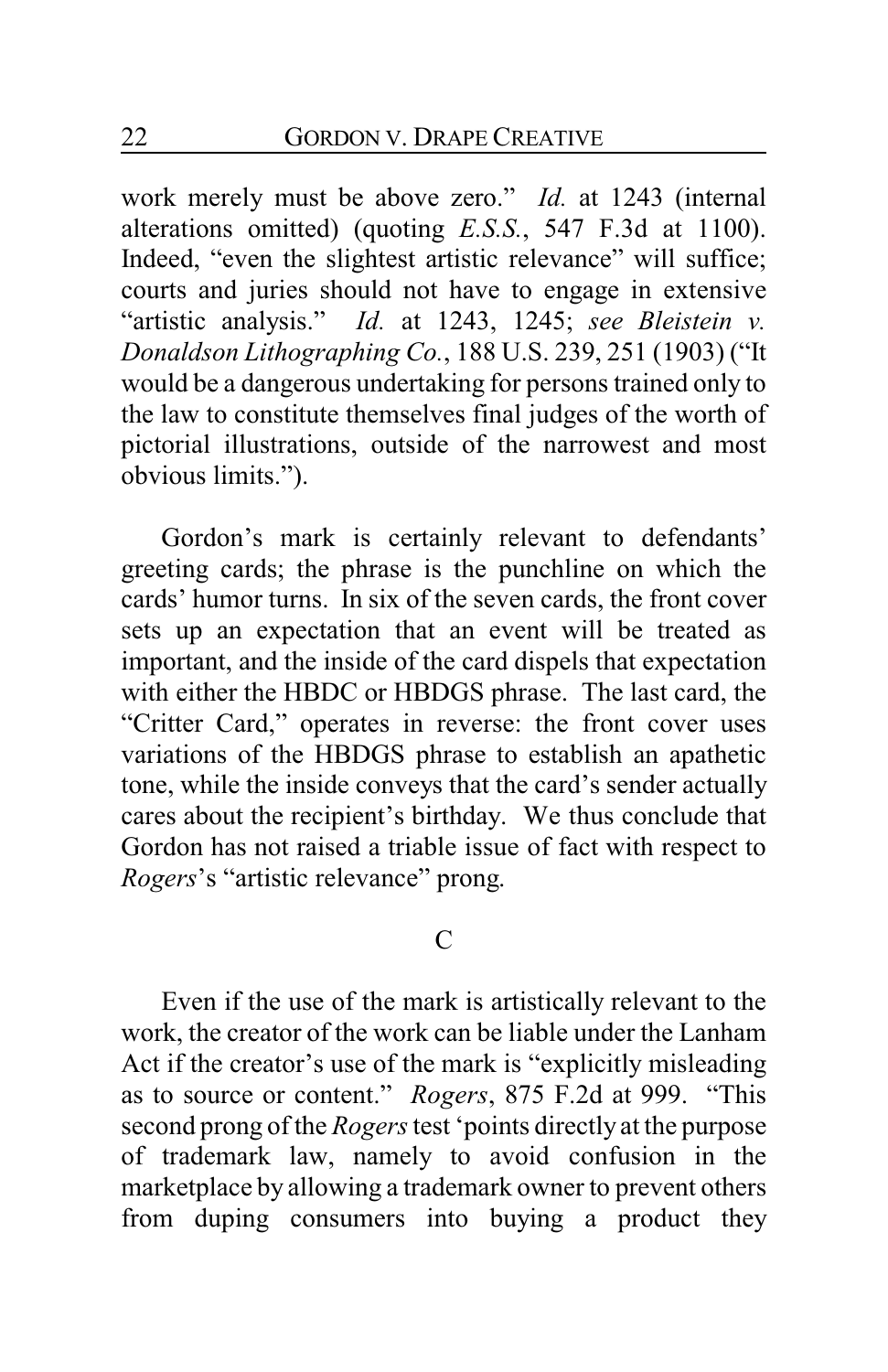work merely must be above zero." *Id.* at 1243 (internal alterations omitted) (quoting *E.S.S.*, 547 F.3d at 1100). Indeed, "even the slightest artistic relevance" will suffice; courts and juries should not have to engage in extensive "artistic analysis." *Id.* at 1243, 1245; *see Bleistein v. Donaldson Lithographing Co.*, 188 U.S. 239, 251 (1903) ("It would be a dangerous undertaking for persons trained only to the law to constitute themselves final judges of the worth of pictorial illustrations, outside of the narrowest and most obvious limits.").

Gordon's mark is certainly relevant to defendants' greeting cards; the phrase is the punchline on which the cards' humor turns. In six of the seven cards, the front cover sets up an expectation that an event will be treated as important, and the inside of the card dispels that expectation with either the HBDC or HBDGS phrase. The last card, the "Critter Card," operates in reverse: the front cover uses variations of the HBDGS phrase to establish an apathetic tone, while the inside conveys that the card's sender actually cares about the recipient's birthday. We thus conclude that Gordon has not raised a triable issue of fact with respect to *Rogers*'s "artistic relevance" prong.

C

Even if the use of the mark is artistically relevant to the work, the creator of the work can be liable under the Lanham Act if the creator's use of the mark is "explicitly misleading as to source or content." *Rogers*, 875 F.2d at 999. "This second prong of the *Rogers* test 'points directly at the purpose of trademark law, namely to avoid confusion in the marketplace by allowing a trademark owner to prevent others from duping consumers into buying a product they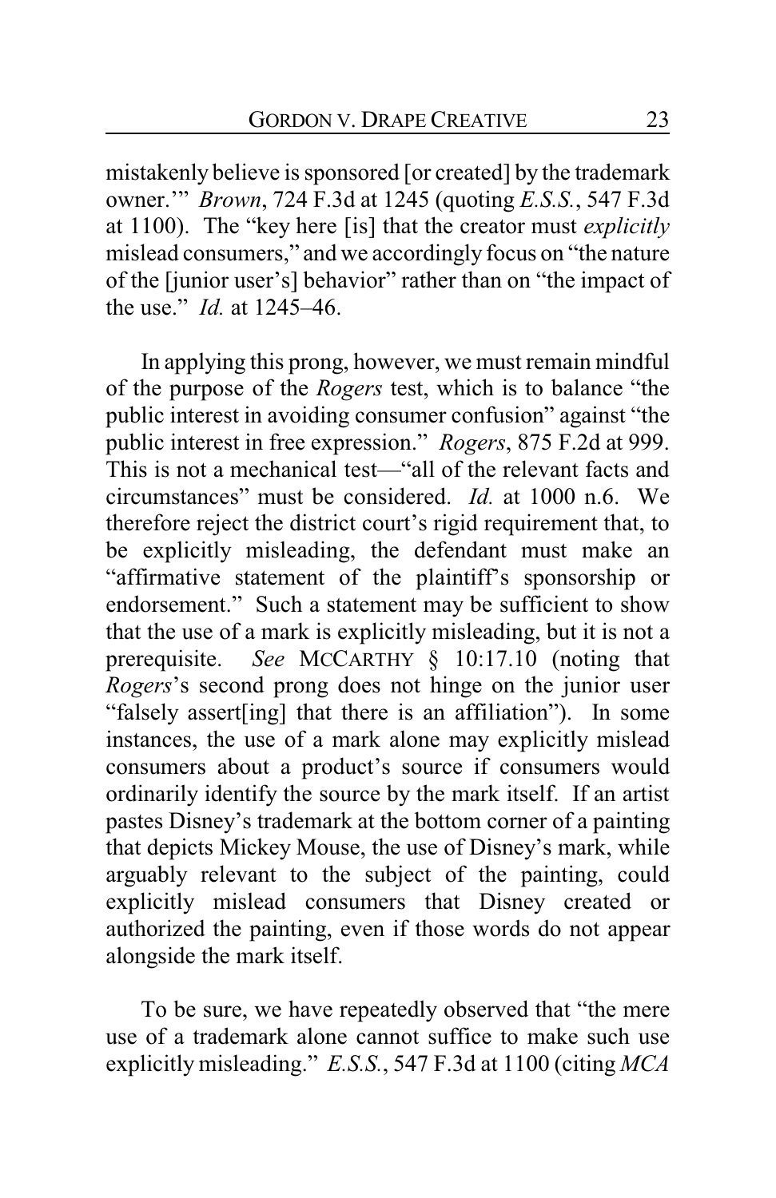mistakenly believe is sponsored [or created] by the trademark owner.'" *Brown*, 724 F.3d at 1245 (quoting *E.S.S.*, 547 F.3d at 1100). The "key here [is] that the creator must *explicitly* mislead consumers," and we accordingly focus on "the nature of the [junior user's] behavior" rather than on "the impact of the use." *Id.* at 1245–46.

In applying this prong, however, we must remain mindful of the purpose of the *Rogers* test, which is to balance "the public interest in avoiding consumer confusion" against "the public interest in free expression." *Rogers*, 875 F.2d at 999. This is not a mechanical test—"all of the relevant facts and circumstances" must be considered. *Id.* at 1000 n.6. We therefore reject the district court's rigid requirement that, to be explicitly misleading, the defendant must make an "affirmative statement of the plaintiff's sponsorship or endorsement." Such a statement may be sufficient to show that the use of a mark is explicitly misleading, but it is not a prerequisite. *See* MCCARTHY § 10:17.10 (noting that *Rogers*'s second prong does not hinge on the junior user "falsely assert[ing] that there is an affiliation"). In some instances, the use of a mark alone may explicitly mislead consumers about a product's source if consumers would ordinarily identify the source by the mark itself. If an artist pastes Disney's trademark at the bottom corner of a painting that depicts Mickey Mouse, the use of Disney's mark, while arguably relevant to the subject of the painting, could explicitly mislead consumers that Disney created or authorized the painting, even if those words do not appear alongside the mark itself.

To be sure, we have repeatedly observed that "the mere use of a trademark alone cannot suffice to make such use explicitly misleading." *E.S.S.*, 547 F.3d at 1100 (citing *MCA*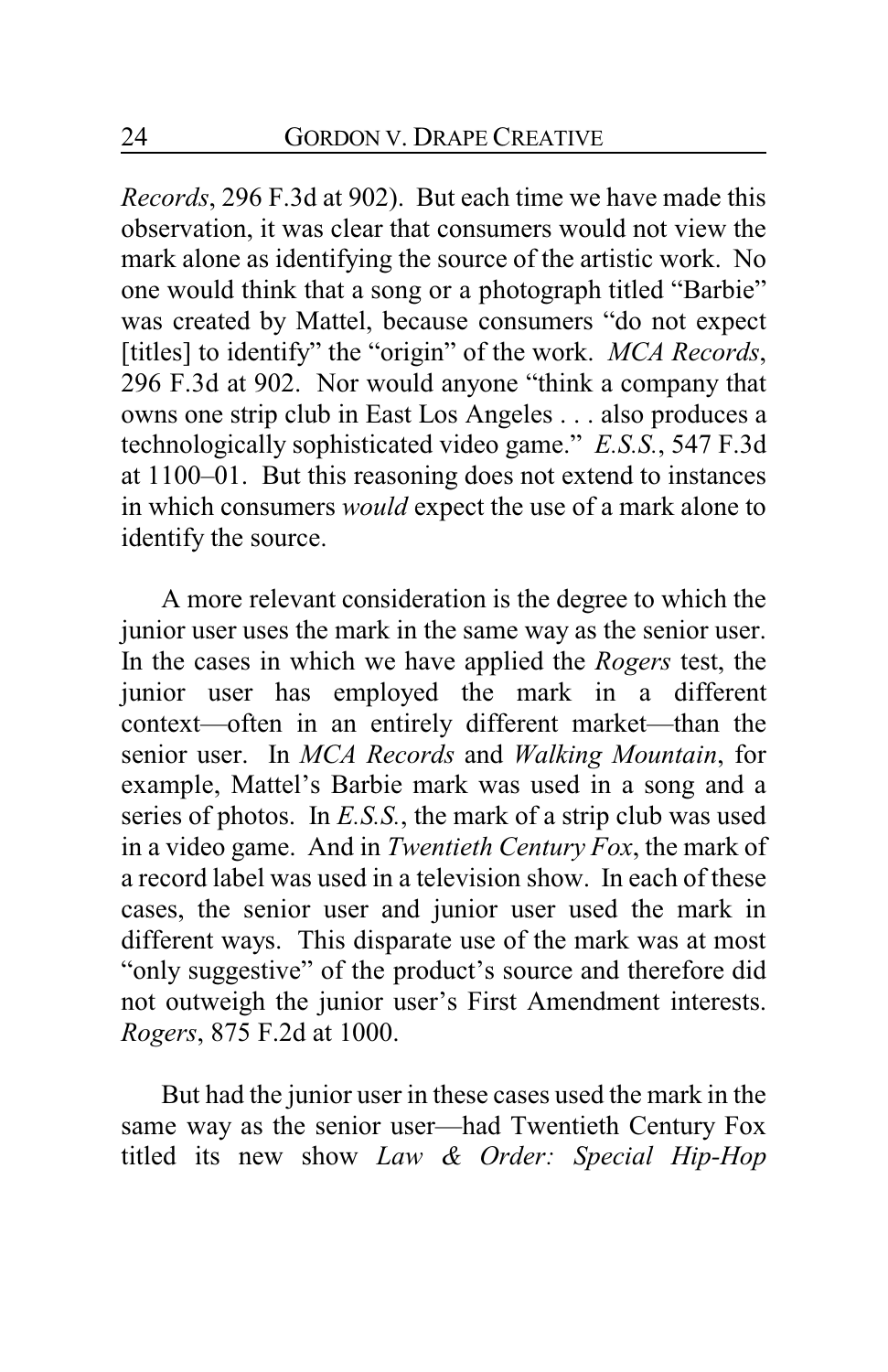*Records*, 296 F.3d at 902). But each time we have made this observation, it was clear that consumers would not view the mark alone as identifying the source of the artistic work. No one would think that a song or a photograph titled "Barbie" was created by Mattel, because consumers "do not expect [titles] to identify" the "origin" of the work. *MCA Records*, 296 F.3d at 902. Nor would anyone "think a company that owns one strip club in East Los Angeles . . . also produces a technologically sophisticated video game." *E.S.S.*, 547 F.3d at 1100–01. But this reasoning does not extend to instances in which consumers *would* expect the use of a mark alone to identify the source.

A more relevant consideration is the degree to which the junior user uses the mark in the same way as the senior user. In the cases in which we have applied the *Rogers* test, the junior user has employed the mark in a different context—often in an entirely different market—than the senior user. In *MCA Records* and *Walking Mountain*, for example, Mattel's Barbie mark was used in a song and a series of photos. In *E.S.S.*, the mark of a strip club was used in a video game. And in *Twentieth Century Fox*, the mark of a record label was used in a television show. In each of these cases, the senior user and junior user used the mark in different ways. This disparate use of the mark was at most "only suggestive" of the product's source and therefore did not outweigh the junior user's First Amendment interests. *Rogers*, 875 F.2d at 1000.

But had the junior user in these cases used the mark in the same way as the senior user—had Twentieth Century Fox titled its new show *Law & Order: Special Hip-Hop*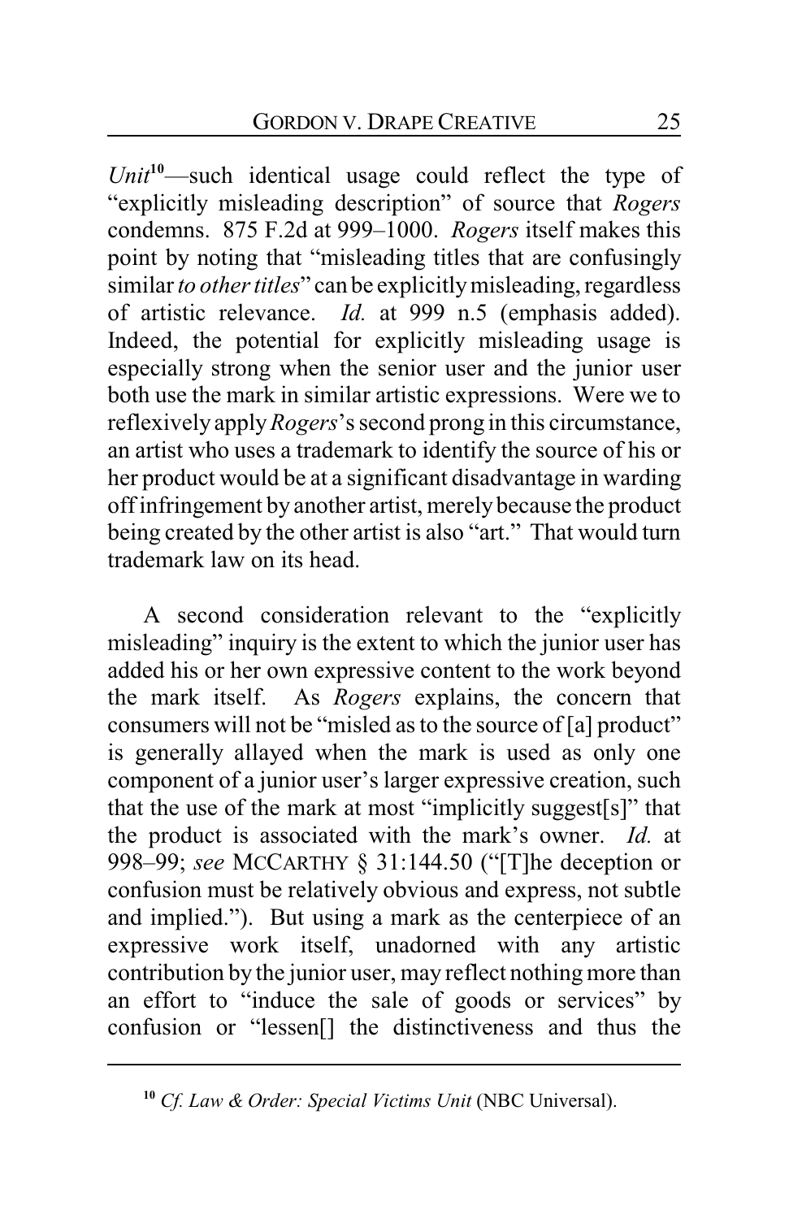*Unit*[10]—such identical usage could reflect the type of "explicitly misleading description" of source that *Rogers* condemns. 875 F.2d at 999–1000. *Rogers* itself makes this point by noting that "misleading titles that are confusingly similar *to other titles*" can be explicitly misleading, regardless of artistic relevance. *Id.* at 999 n.5 (emphasis added). Indeed, the potential for explicitly misleading usage is especially strong when the senior user and the junior user both use the mark in similar artistic expressions. Were we to reflexively apply *Rogers*'s second prong in this circumstance, an artist who uses a trademark to identify the source of his or her product would be at a significant disadvantage in warding off infringement by another artist, merely because the product being created by the other artist is also "art." That would turn trademark law on its head.

A second consideration relevant to the "explicitly misleading" inquiry is the extent to which the junior user has added his or her own expressive content to the work beyond the mark itself. As *Rogers* explains, the concern that consumers will not be "misled as to the source of [a] product" is generally allayed when the mark is used as only one component of a junior user's larger expressive creation, such that the use of the mark at most "implicitly suggest[s]" that the product is associated with the mark's owner. *Id.* at 998–99; *see* MCCARTHY § 31:144.50 ("[T]he deception or confusion must be relatively obvious and express, not subtle and implied."). But using a mark as the centerpiece of an expressive work itself, unadorned with any artistic contribution by the junior user, may reflect nothing more than an effort to "induce the sale of goods or services" by confusion or "lessen[] the distinctiveness and thus the

[10] *Cf. Law & Order: Special Victims Unit* (NBC Universal).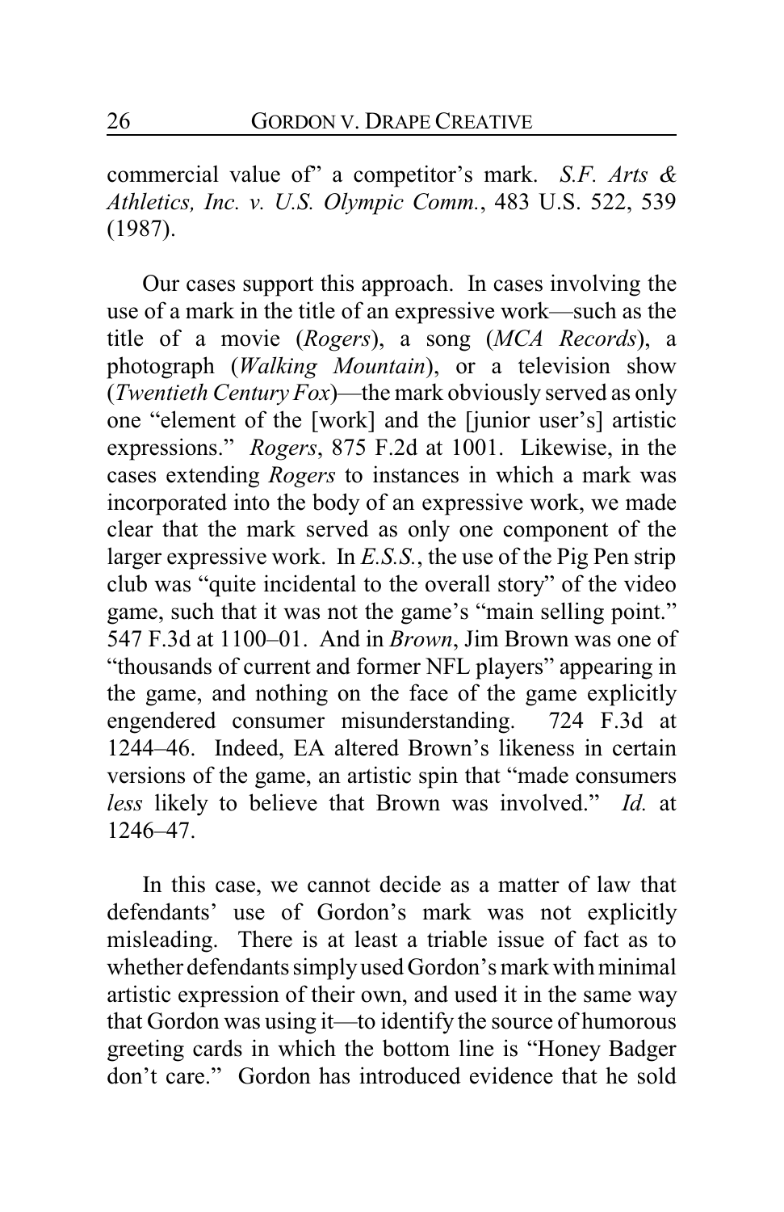commercial value of" a competitor's mark. *S.F. Arts & Athletics, Inc. v. U.S. Olympic Comm.*, 483 U.S. 522, 539 (1987).

Our cases support this approach. In cases involving the use of a mark in the title of an expressive work—such as the title of a movie (*Rogers*), a song (*MCA Records*), a photograph (*Walking Mountain*), or a television show (*Twentieth Century Fox*)—the mark obviously served as only one "element of the [work] and the [junior user's] artistic expressions." *Rogers*, 875 F.2d at 1001. Likewise, in the cases extending *Rogers* to instances in which a mark was incorporated into the body of an expressive work, we made clear that the mark served as only one component of the larger expressive work. In *E.S.S.*, the use of the Pig Pen strip club was "quite incidental to the overall story" of the video game, such that it was not the game's "main selling point." 547 F.3d at 1100–01. And in *Brown*, Jim Brown was one of "thousands of current and former NFL players" appearing in the game, and nothing on the face of the game explicitly engendered consumer misunderstanding. 724 F.3d at 1244–46. Indeed, EA altered Brown's likeness in certain versions of the game, an artistic spin that "made consumers *less* likely to believe that Brown was involved." *Id.* at 1246–47.

In this case, we cannot decide as a matter of law that defendants' use of Gordon's mark was not explicitly misleading. There is at least a triable issue of fact as to whether defendants simply used Gordon's mark with minimal artistic expression of their own, and used it in the same way that Gordon was using it—to identify the source of humorous greeting cards in which the bottom line is "Honey Badger don't care." Gordon has introduced evidence that he sold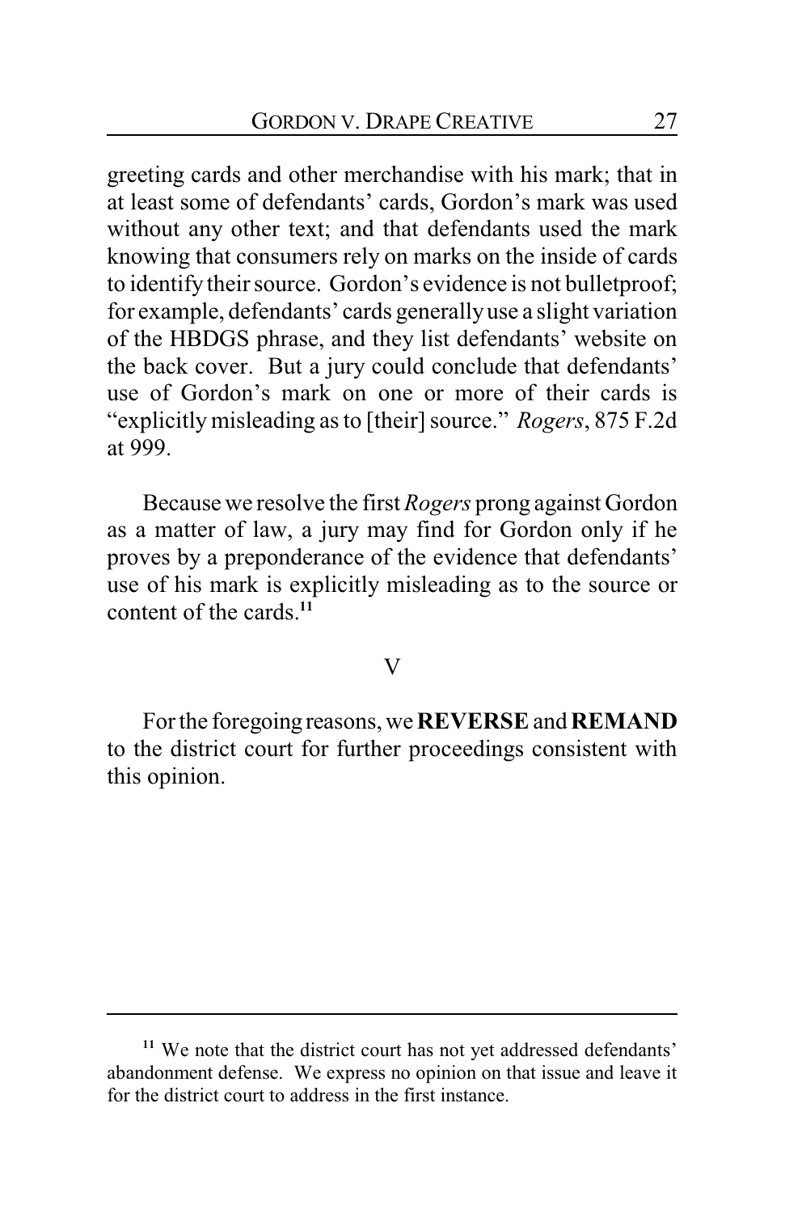greeting cards and other merchandise with his mark; that in at least some of defendants' cards, Gordon's mark was used without any other text; and that defendants used the mark knowing that consumers rely on marks on the inside of cards to identify their source. Gordon's evidence is not bulletproof; for example, defendants' cards generally use a slight variation of the HBDGS phrase, and they list defendants' website on the back cover. But a jury could conclude that defendants' use of Gordon's mark on one or more of their cards is "explicitly misleading as to [their] source." *Rogers*, 875 F.2d at 999.

Because we resolve the first *Rogers* prong against Gordon as a matter of law, a jury may find for Gordon only if he proves by a preponderance of the evidence that defendants' use of his mark is explicitly misleading as to the source or content of the cards.[11]

## V

For the foregoing reasons, we **REVERSE** and **REMAND** to the district court for further proceedings consistent with this opinion.

---

[11] We note that the district court has not yet addressed defendants' abandonment defense. We express no opinion on that issue and leave it for the district court to address in the first instance.